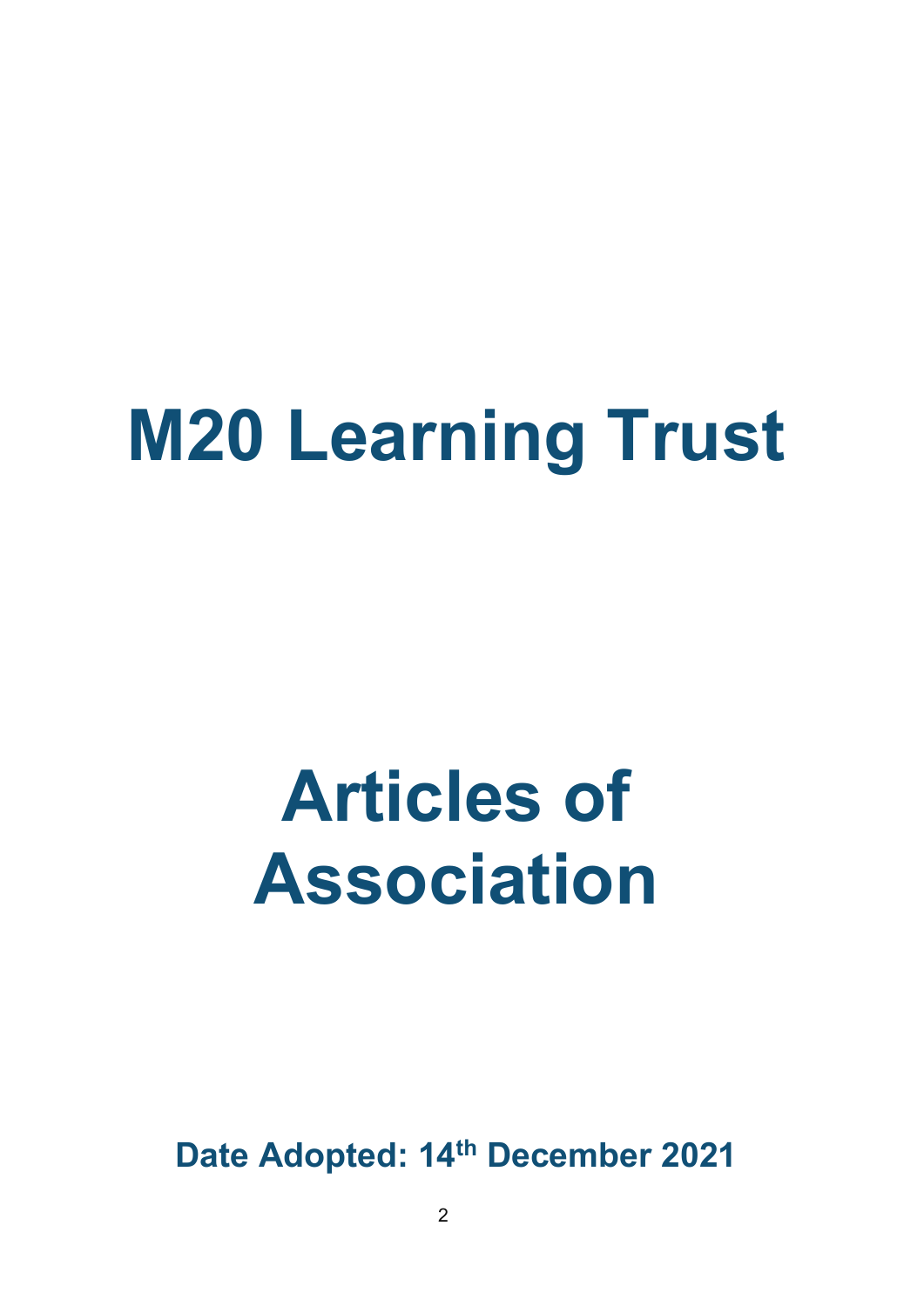# M20 Learning Trust

# Articles of Association

**Date Adopted: 14th December 2021**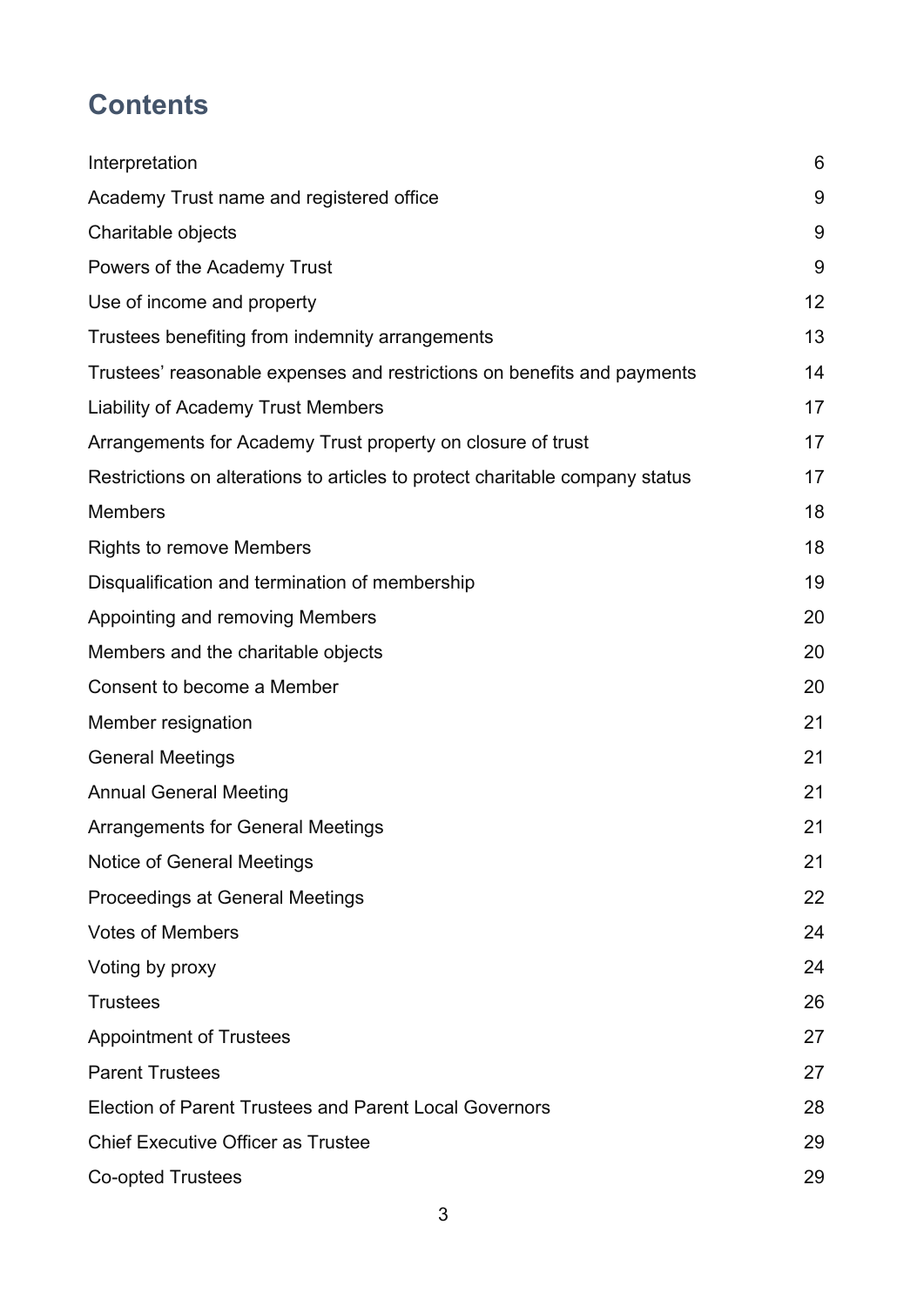# Contents

| | |
|---|---|
| Interpretation | 6 |
| Academy Trust name and registered office | 9 |
| Charitable objects | 9 |
| Powers of the Academy Trust | 9 |
| Use of income and property | 12 |
| Trustees benefiting from indemnity arrangements | 13 |
| Trustees' reasonable expenses and restrictions on benefits and payments | 14 |
| Liability of Academy Trust Members | 17 |
| Arrangements for Academy Trust property on closure of trust | 17 |
| Restrictions on alterations to articles to protect charitable company status | 17 |
| Members | 18 |
| Rights to remove Members | 18 |
| Disqualification and termination of membership | 19 |
| Appointing and removing Members | 20 |
| Members and the charitable objects | 20 |
| Consent to become a Member | 20 |
| Member resignation | 21 |
| General Meetings | 21 |
| Annual General Meeting | 21 |
| Arrangements for General Meetings | 21 |
| Notice of General Meetings | 21 |
| Proceedings at General Meetings | 22 |
| Votes of Members | 24 |
| Voting by proxy | 24 |
| Trustees | 26 |
| Appointment of Trustees | 27 |
| Parent Trustees | 27 |
| Election of Parent Trustees and Parent Local Governors | 28 |
| Chief Executive Officer as Trustee | 29 |
| Co-opted Trustees | 29 |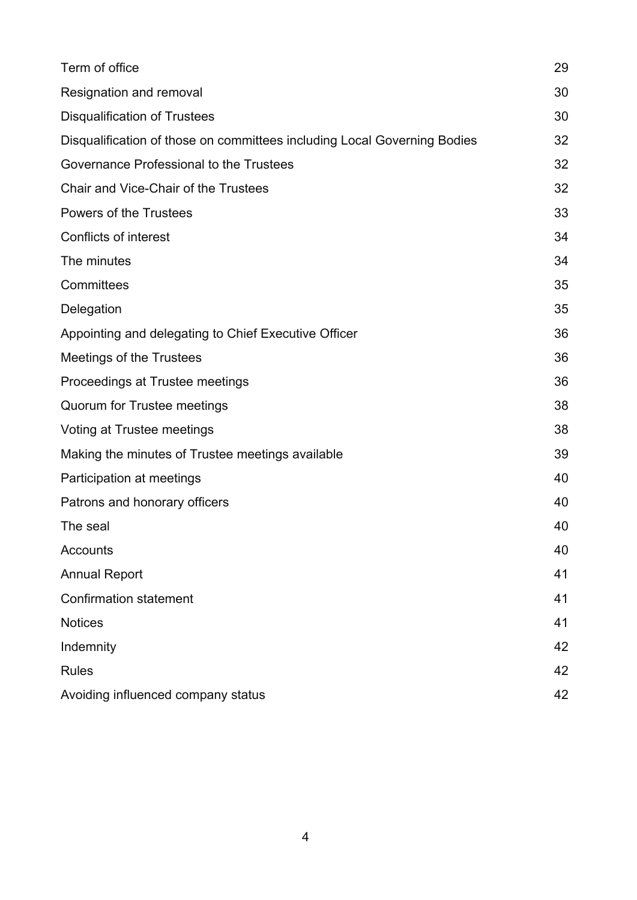| | |
|---|---|
| Term of office | 29 |
| Resignation and removal | 30 |
| Disqualification of Trustees | 30 |
| Disqualification of those on committees including Local Governing Bodies | 32 |
| Governance Professional to the Trustees | 32 |
| Chair and Vice-Chair of the Trustees | 32 |
| Powers of the Trustees | 33 |
| Conflicts of interest | 34 |
| The minutes | 34 |
| Committees | 35 |
| Delegation | 35 |
| Appointing and delegating to Chief Executive Officer | 36 |
| Meetings of the Trustees | 36 |
| Proceedings at Trustee meetings | 36 |
| Quorum for Trustee meetings | 38 |
| Voting at Trustee meetings | 38 |
| Making the minutes of Trustee meetings available | 39 |
| Participation at meetings | 40 |
| Patrons and honorary officers | 40 |
| The seal | 40 |
| Accounts | 40 |
| Annual Report | 41 |
| Confirmation statement | 41 |
| Notices | 41 |
| Indemnity | 42 |
| Rules | 42 |
| Avoiding influenced company status | 42 |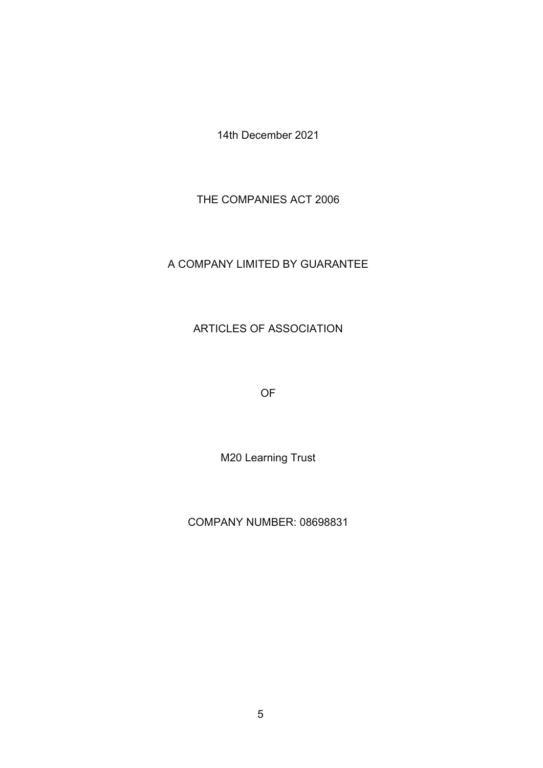14th December 2021

THE COMPANIES ACT 2006

A COMPANY LIMITED BY GUARANTEE

ARTICLES OF ASSOCIATION

OF

M20 Learning Trust

COMPANY NUMBER: 08698831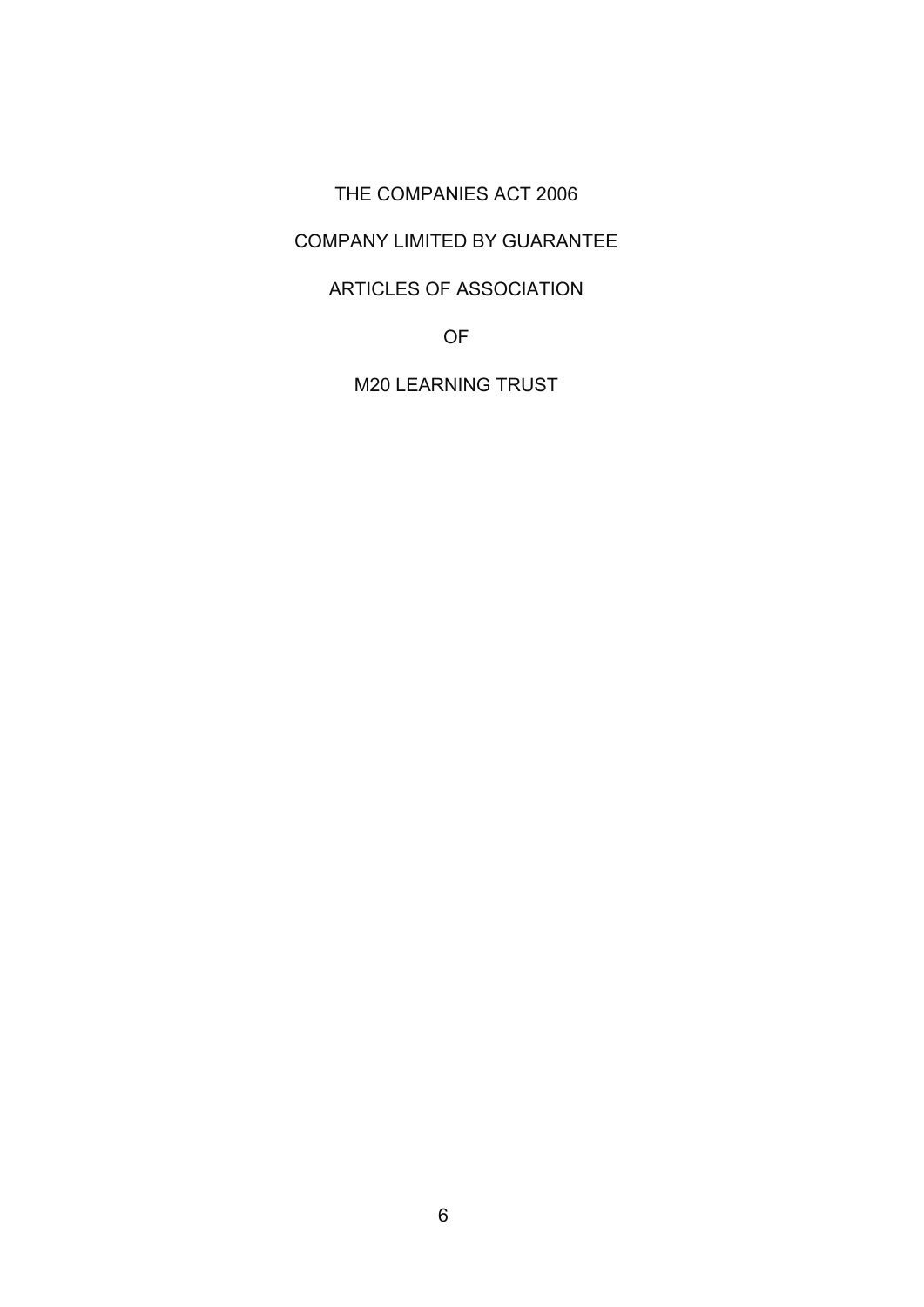# THE COMPANIES ACT 2006

# COMPANY LIMITED BY GUARANTEE

# ARTICLES OF ASSOCIATION

# OF

# M20 LEARNING TRUST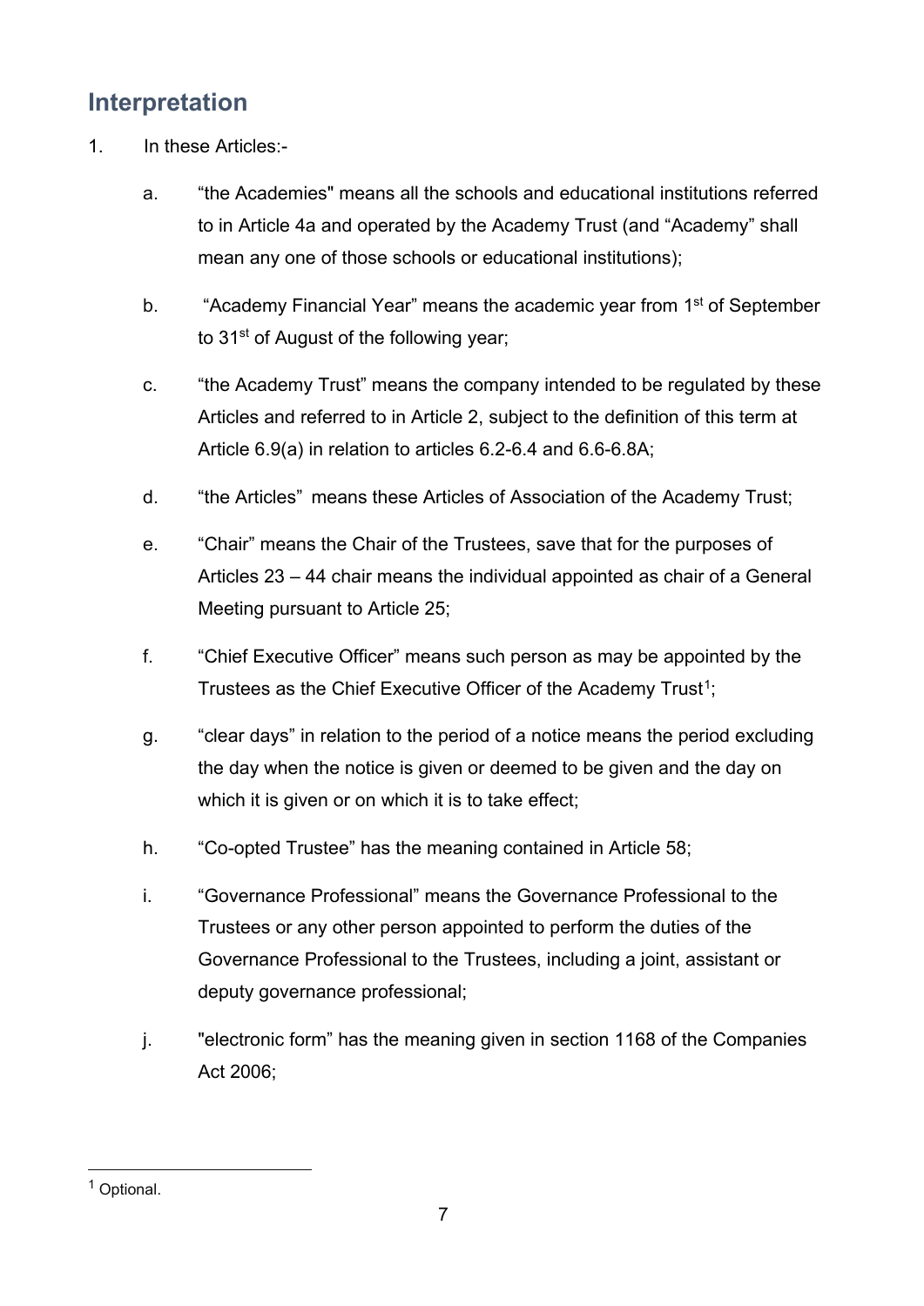## Interpretation

1. In these Articles:-

   a. "the Academies" means all the schools and educational institutions referred to in Article 4a and operated by the Academy Trust (and "Academy" shall mean any one of those schools or educational institutions);

   b. "Academy Financial Year" means the academic year from 1st of September to 31st of August of the following year;

   c. "the Academy Trust" means the company intended to be regulated by these Articles and referred to in Article 2, subject to the definition of this term at Article 6.9(a) in relation to articles 6.2-6.4 and 6.6-6.8A;

   d. "the Articles" means these Articles of Association of the Academy Trust;

   e. "Chair" means the Chair of the Trustees, save that for the purposes of Articles 23 – 44 chair means the individual appointed as chair of a General Meeting pursuant to Article 25;

   f. "Chief Executive Officer" means such person as may be appointed by the Trustees as the Chief Executive Officer of the Academy Trust[1];

   g. "clear days" in relation to the period of a notice means the period excluding the day when the notice is given or deemed to be given and the day on which it is given or on which it is to take effect;

   h. "Co-opted Trustee" has the meaning contained in Article 58;

   i. "Governance Professional" means the Governance Professional to the Trustees or any other person appointed to perform the duties of the Governance Professional to the Trustees, including a joint, assistant or deputy governance professional;

   j. "electronic form" has the meaning given in section 1168 of the Companies Act 2006;

---

[1] Optional.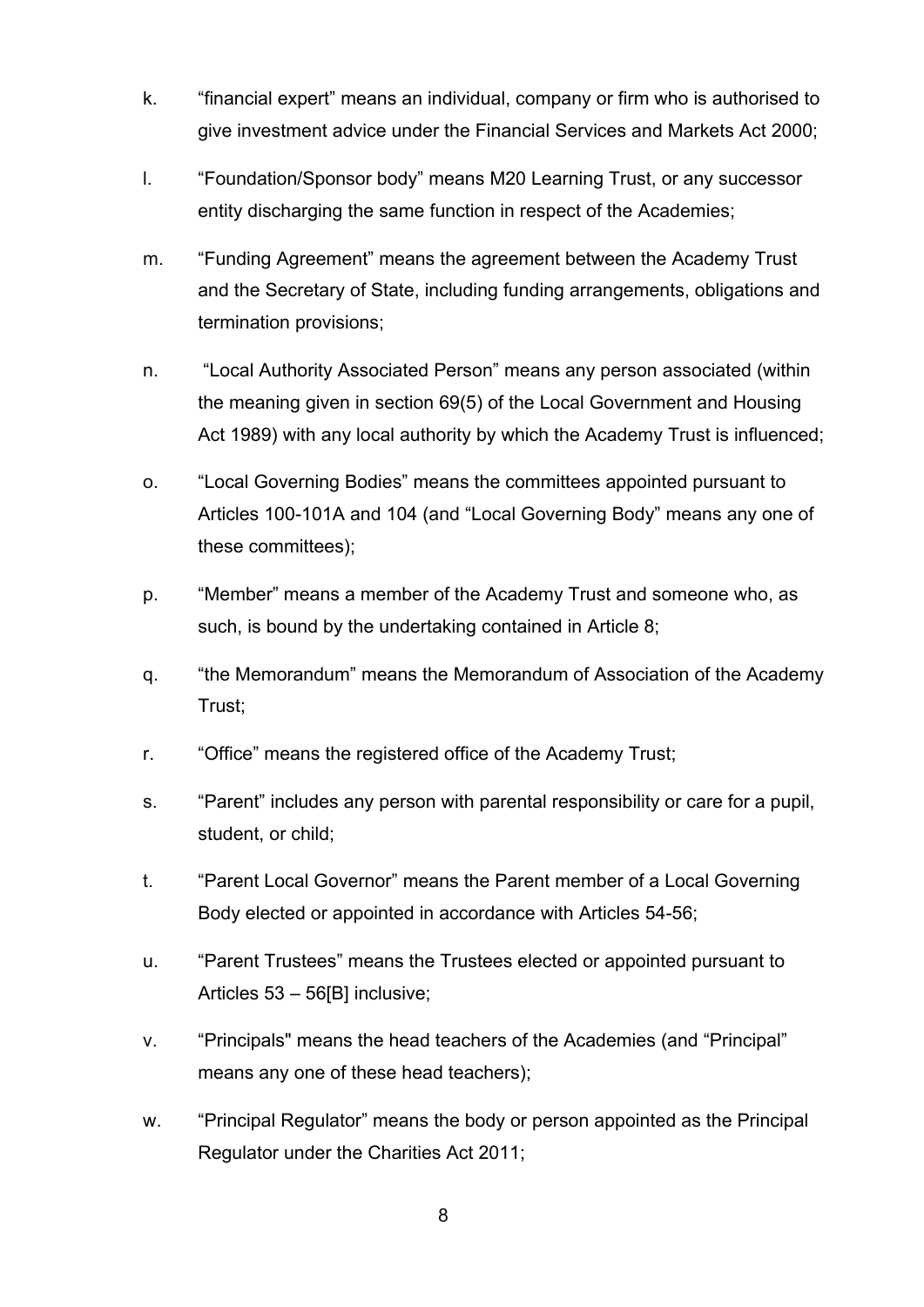k. “financial expert” means an individual, company or firm who is authorised to give investment advice under the Financial Services and Markets Act 2000;

l. “Foundation/Sponsor body” means M20 Learning Trust, or any successor entity discharging the same function in respect of the Academies;

m. “Funding Agreement” means the agreement between the Academy Trust and the Secretary of State, including funding arrangements, obligations and termination provisions;

n. “Local Authority Associated Person” means any person associated (within the meaning given in section 69(5) of the Local Government and Housing Act 1989) with any local authority by which the Academy Trust is influenced;

o. “Local Governing Bodies” means the committees appointed pursuant to Articles 100-101A and 104 (and “Local Governing Body” means any one of these committees);

p. “Member” means a member of the Academy Trust and someone who, as such, is bound by the undertaking contained in Article 8;

q. “the Memorandum” means the Memorandum of Association of the Academy Trust;

r. “Office” means the registered office of the Academy Trust;

s. “Parent” includes any person with parental responsibility or care for a pupil, student, or child;

t. “Parent Local Governor” means the Parent member of a Local Governing Body elected or appointed in accordance with Articles 54-56;

u. “Parent Trustees” means the Trustees elected or appointed pursuant to Articles 53 – 56[B] inclusive;

v. “Principals" means the head teachers of the Academies (and “Principal” means any one of these head teachers);

w. “Principal Regulator” means the body or person appointed as the Principal Regulator under the Charities Act 2011;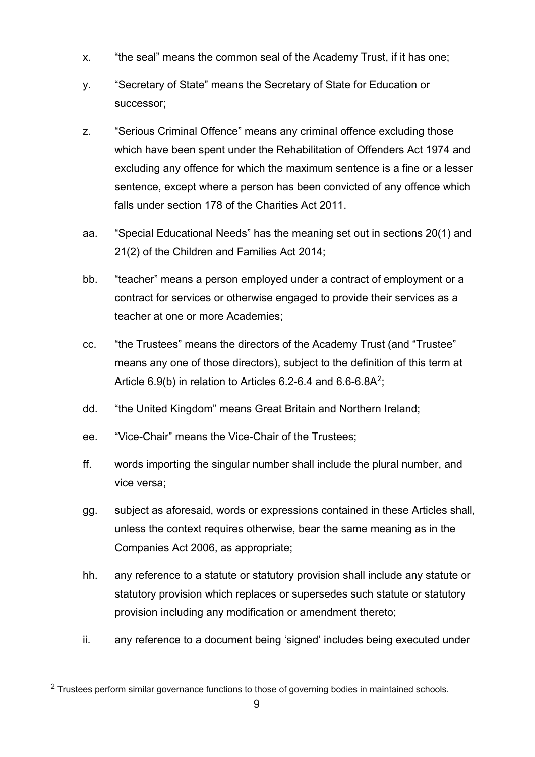x. "the seal" means the common seal of the Academy Trust, if it has one;

y. "Secretary of State" means the Secretary of State for Education or successor;

z. "Serious Criminal Offence" means any criminal offence excluding those which have been spent under the Rehabilitation of Offenders Act 1974 and excluding any offence for which the maximum sentence is a fine or a lesser sentence, except where a person has been convicted of any offence which falls under section 178 of the Charities Act 2011.

aa. "Special Educational Needs" has the meaning set out in sections 20(1) and 21(2) of the Children and Families Act 2014;

bb. "teacher" means a person employed under a contract of employment or a contract for services or otherwise engaged to provide their services as a teacher at one or more Academies;

cc. "the Trustees" means the directors of the Academy Trust (and "Trustee" means any one of those directors), subject to the definition of this term at Article 6.9(b) in relation to Articles 6.2-6.4 and 6.6-6.8A[2];

dd. "the United Kingdom" means Great Britain and Northern Ireland;

ee. "Vice-Chair" means the Vice-Chair of the Trustees;

ff. words importing the singular number shall include the plural number, and vice versa;

gg. subject as aforesaid, words or expressions contained in these Articles shall, unless the context requires otherwise, bear the same meaning as in the Companies Act 2006, as appropriate;

hh. any reference to a statute or statutory provision shall include any statute or statutory provision which replaces or supersedes such statute or statutory provision including any modification or amendment thereto;

ii. any reference to a document being 'signed' includes being executed under

[2] Trustees perform similar governance functions to those of governing bodies in maintained schools.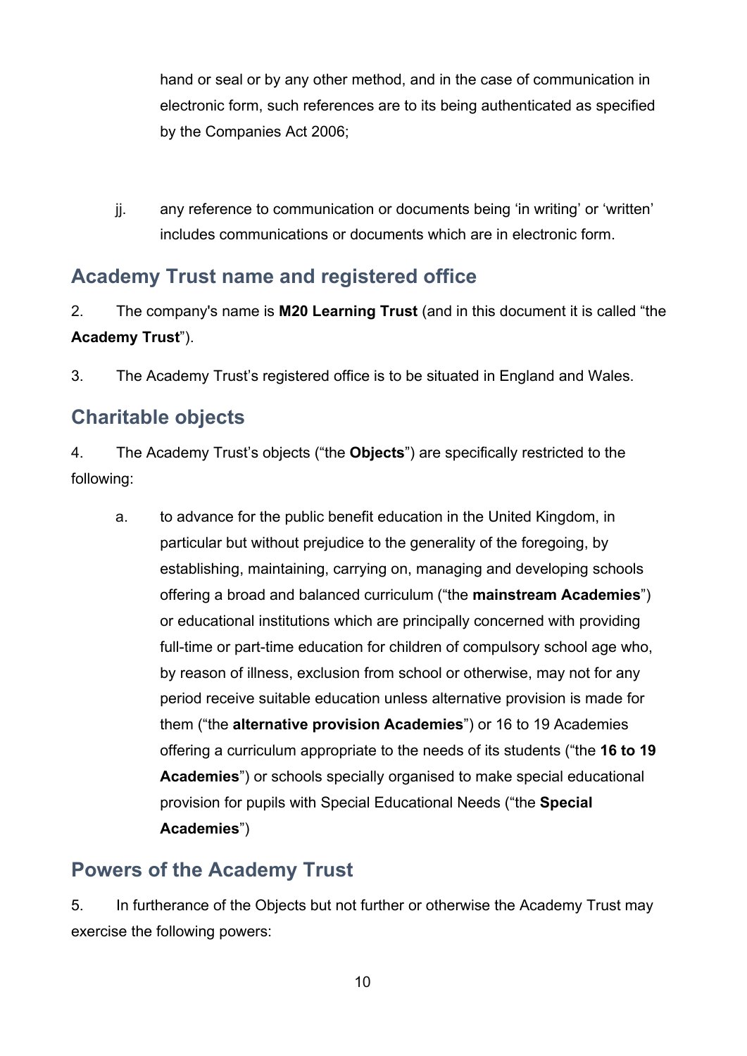hand or seal or by any other method, and in the case of communication in electronic form, such references are to its being authenticated as specified by the Companies Act 2006;

jj. any reference to communication or documents being 'in writing' or 'written' includes communications or documents which are in electronic form.

## Academy Trust name and registered office

2. The company's name is **M20 Learning Trust** (and in this document it is called "the **Academy Trust**").

3. The Academy Trust's registered office is to be situated in England and Wales.

## Charitable objects

4. The Academy Trust's objects ("the **Objects**") are specifically restricted to the following:

   a. to advance for the public benefit education in the United Kingdom, in particular but without prejudice to the generality of the foregoing, by establishing, maintaining, carrying on, managing and developing schools offering a broad and balanced curriculum ("the **mainstream Academies**") or educational institutions which are principally concerned with providing full-time or part-time education for children of compulsory school age who, by reason of illness, exclusion from school or otherwise, may not for any period receive suitable education unless alternative provision is made for them ("the **alternative provision Academies**") or 16 to 19 Academies offering a curriculum appropriate to the needs of its students ("the **16 to 19 Academies**") or schools specially organised to make special educational provision for pupils with Special Educational Needs ("the **Special Academies**")

## Powers of the Academy Trust

5. In furtherance of the Objects but not further or otherwise the Academy Trust may exercise the following powers: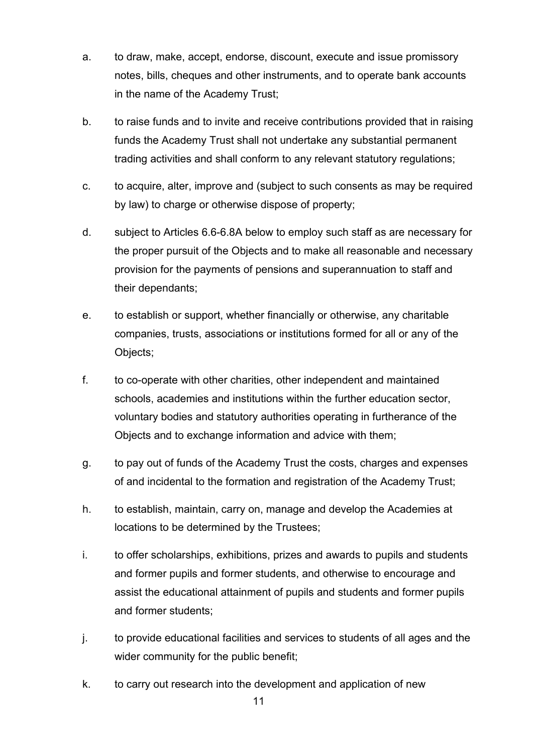a. to draw, make, accept, endorse, discount, execute and issue promissory notes, bills, cheques and other instruments, and to operate bank accounts in the name of the Academy Trust;

b. to raise funds and to invite and receive contributions provided that in raising funds the Academy Trust shall not undertake any substantial permanent trading activities and shall conform to any relevant statutory regulations;

c. to acquire, alter, improve and (subject to such consents as may be required by law) to charge or otherwise dispose of property;

d. subject to Articles 6.6-6.8A below to employ such staff as are necessary for the proper pursuit of the Objects and to make all reasonable and necessary provision for the payments of pensions and superannuation to staff and their dependants;

e. to establish or support, whether financially or otherwise, any charitable companies, trusts, associations or institutions formed for all or any of the Objects;

f. to co-operate with other charities, other independent and maintained schools, academies and institutions within the further education sector, voluntary bodies and statutory authorities operating in furtherance of the Objects and to exchange information and advice with them;

g. to pay out of funds of the Academy Trust the costs, charges and expenses of and incidental to the formation and registration of the Academy Trust;

h. to establish, maintain, carry on, manage and develop the Academies at locations to be determined by the Trustees;

i. to offer scholarships, exhibitions, prizes and awards to pupils and students and former pupils and former students, and otherwise to encourage and assist the educational attainment of pupils and students and former pupils and former students;

j. to provide educational facilities and services to students of all ages and the wider community for the public benefit;

k. to carry out research into the development and application of new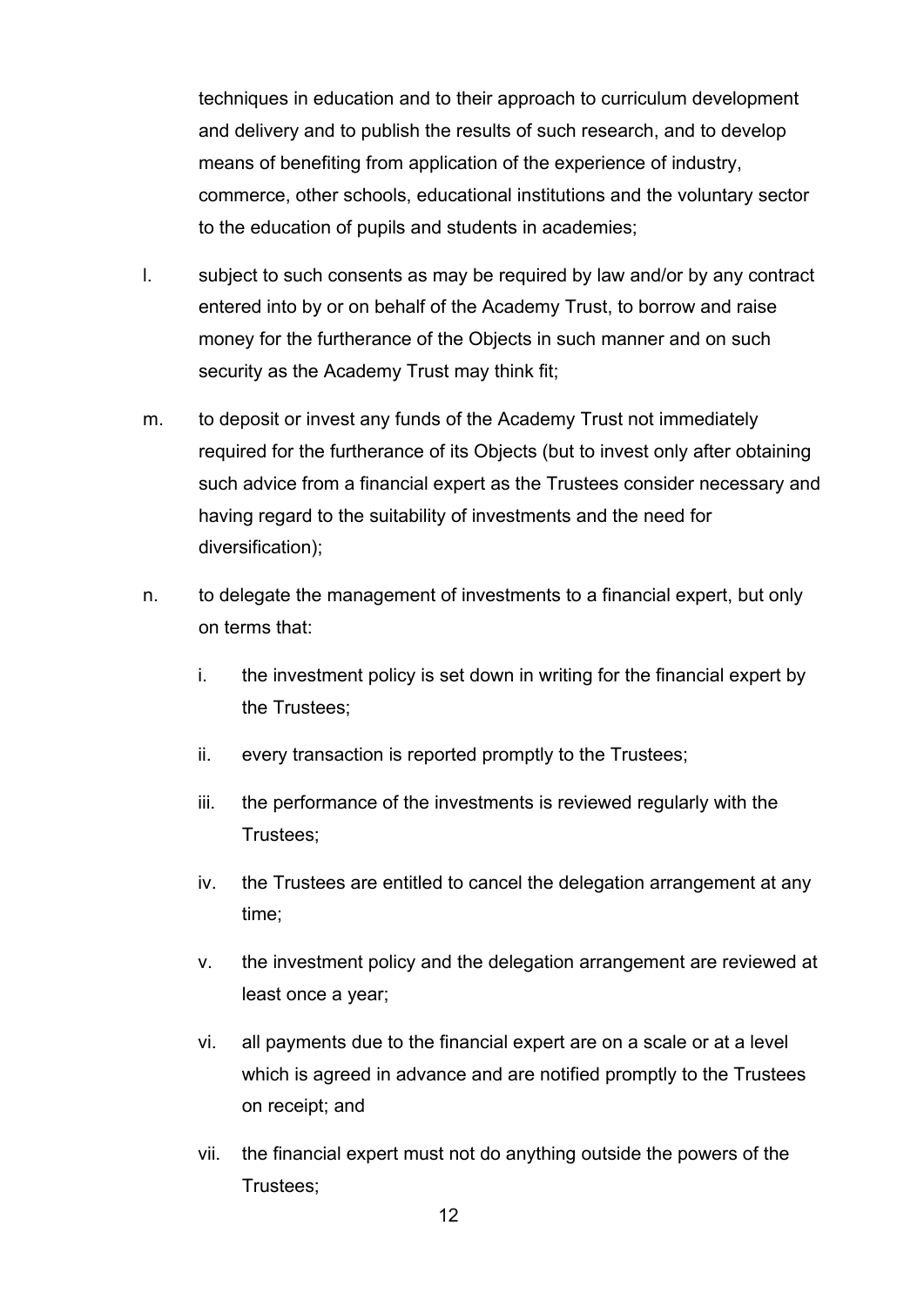techniques in education and to their approach to curriculum development and delivery and to publish the results of such research, and to develop means of benefiting from application of the experience of industry, commerce, other schools, educational institutions and the voluntary sector to the education of pupils and students in academies;

l. subject to such consents as may be required by law and/or by any contract entered into by or on behalf of the Academy Trust, to borrow and raise money for the furtherance of the Objects in such manner and on such security as the Academy Trust may think fit;

m. to deposit or invest any funds of the Academy Trust not immediately required for the furtherance of its Objects (but to invest only after obtaining such advice from a financial expert as the Trustees consider necessary and having regard to the suitability of investments and the need for diversification);

n. to delegate the management of investments to a financial expert, but only on terms that:

   i. the investment policy is set down in writing for the financial expert by the Trustees;

   ii. every transaction is reported promptly to the Trustees;

   iii. the performance of the investments is reviewed regularly with the Trustees;

   iv. the Trustees are entitled to cancel the delegation arrangement at any time;

   v. the investment policy and the delegation arrangement are reviewed at least once a year;

   vi. all payments due to the financial expert are on a scale or at a level which is agreed in advance and are notified promptly to the Trustees on receipt; and

   vii. the financial expert must not do anything outside the powers of the Trustees;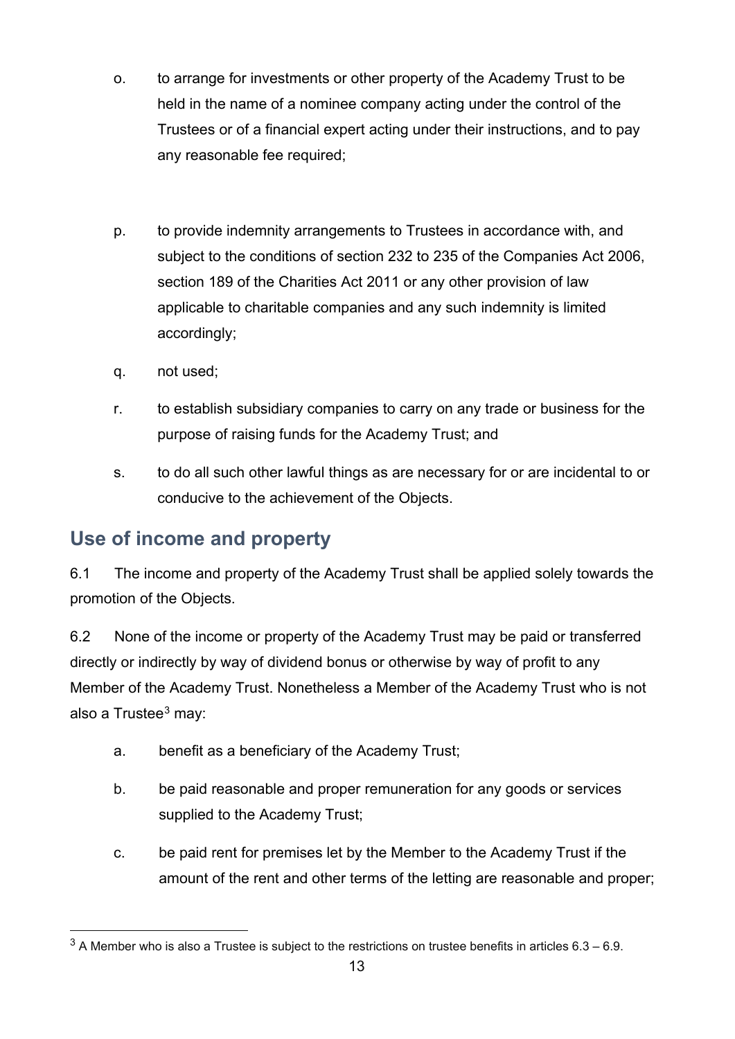o. to arrange for investments or other property of the Academy Trust to be held in the name of a nominee company acting under the control of the Trustees or of a financial expert acting under their instructions, and to pay any reasonable fee required;

p. to provide indemnity arrangements to Trustees in accordance with, and subject to the conditions of section 232 to 235 of the Companies Act 2006, section 189 of the Charities Act 2011 or any other provision of law applicable to charitable companies and any such indemnity is limited accordingly;

q. not used;

r. to establish subsidiary companies to carry on any trade or business for the purpose of raising funds for the Academy Trust; and

s. to do all such other lawful things as are necessary for or are incidental to or conducive to the achievement of the Objects.

## Use of income and property

6.1 The income and property of the Academy Trust shall be applied solely towards the promotion of the Objects.

6.2 None of the income or property of the Academy Trust may be paid or transferred directly or indirectly by way of dividend bonus or otherwise by way of profit to any Member of the Academy Trust. Nonetheless a Member of the Academy Trust who is not also a Trustee[3] may:

a. benefit as a beneficiary of the Academy Trust;

b. be paid reasonable and proper remuneration for any goods or services supplied to the Academy Trust;

c. be paid rent for premises let by the Member to the Academy Trust if the amount of the rent and other terms of the letting are reasonable and proper;

[3] A Member who is also a Trustee is subject to the restrictions on trustee benefits in articles 6.3 – 6.9.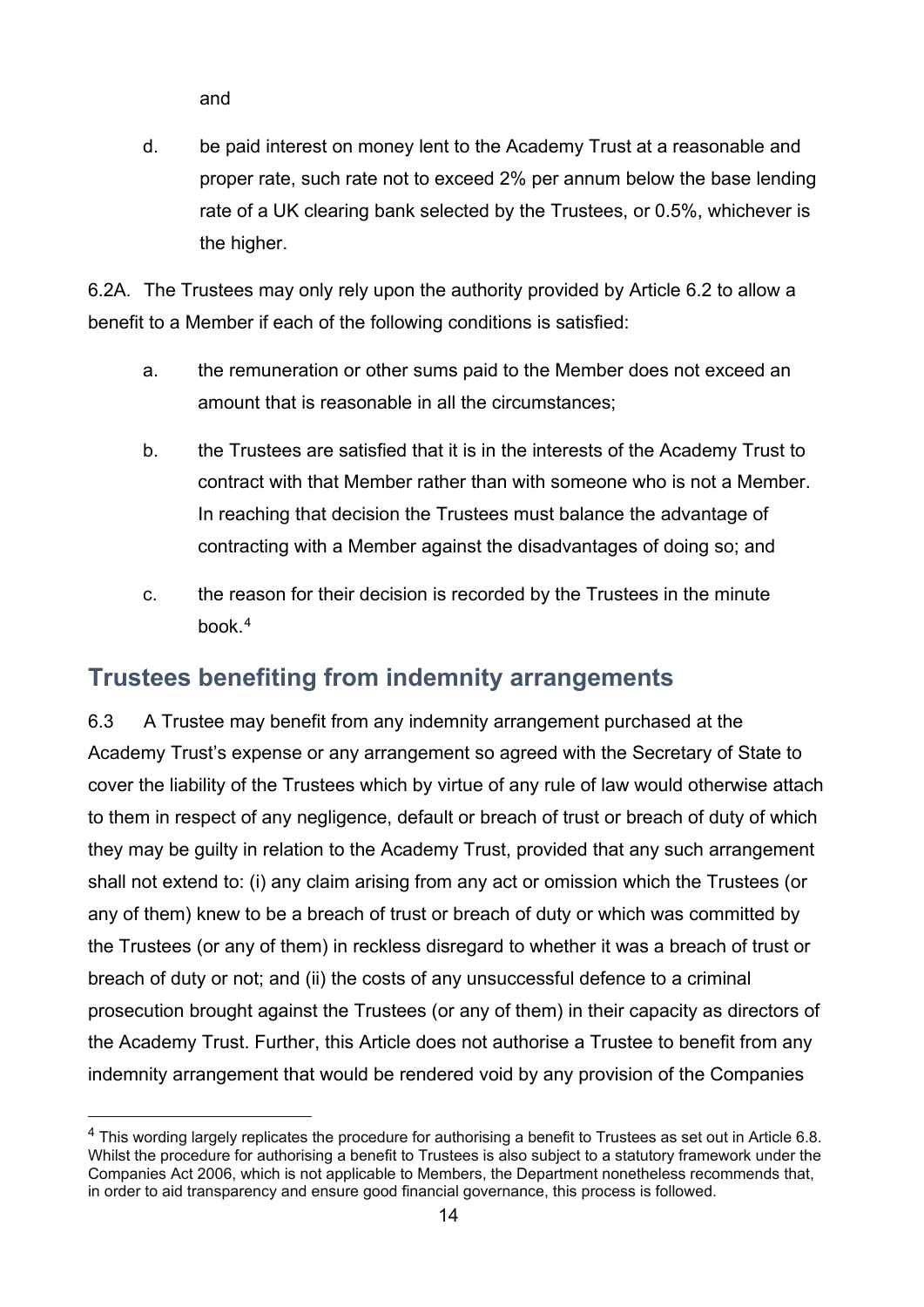and

d. be paid interest on money lent to the Academy Trust at a reasonable and proper rate, such rate not to exceed 2% per annum below the base lending rate of a UK clearing bank selected by the Trustees, or 0.5%, whichever is the higher.

6.2A. The Trustees may only rely upon the authority provided by Article 6.2 to allow a benefit to a Member if each of the following conditions is satisfied:

a. the remuneration or other sums paid to the Member does not exceed an amount that is reasonable in all the circumstances;

b. the Trustees are satisfied that it is in the interests of the Academy Trust to contract with that Member rather than with someone who is not a Member. In reaching that decision the Trustees must balance the advantage of contracting with a Member against the disadvantages of doing so; and

c. the reason for their decision is recorded by the Trustees in the minute book.[4]

## Trustees benefiting from indemnity arrangements

6.3 A Trustee may benefit from any indemnity arrangement purchased at the Academy Trust's expense or any arrangement so agreed with the Secretary of State to cover the liability of the Trustees which by virtue of any rule of law would otherwise attach to them in respect of any negligence, default or breach of trust or breach of duty of which they may be guilty in relation to the Academy Trust, provided that any such arrangement shall not extend to: (i) any claim arising from any act or omission which the Trustees (or any of them) knew to be a breach of trust or breach of duty or which was committed by the Trustees (or any of them) in reckless disregard to whether it was a breach of trust or breach of duty or not; and (ii) the costs of any unsuccessful defence to a criminal prosecution brought against the Trustees (or any of them) in their capacity as directors of the Academy Trust. Further, this Article does not authorise a Trustee to benefit from any indemnity arrangement that would be rendered void by any provision of the Companies

[4] This wording largely replicates the procedure for authorising a benefit to Trustees as set out in Article 6.8. Whilst the procedure for authorising a benefit to Trustees is also subject to a statutory framework under the Companies Act 2006, which is not applicable to Members, the Department nonetheless recommends that, in order to aid transparency and ensure good financial governance, this process is followed.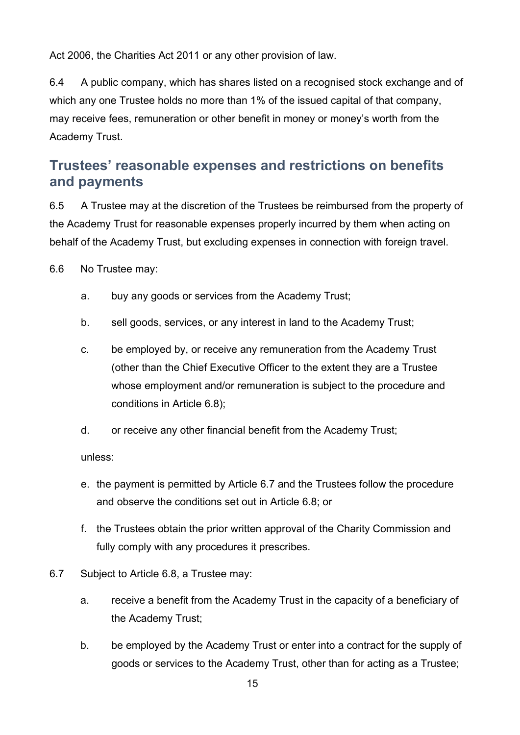Act 2006, the Charities Act 2011 or any other provision of law.

6.4 A public company, which has shares listed on a recognised stock exchange and of which any one Trustee holds no more than 1% of the issued capital of that company, may receive fees, remuneration or other benefit in money or money's worth from the Academy Trust.

## Trustees' reasonable expenses and restrictions on benefits and payments

6.5 A Trustee may at the discretion of the Trustees be reimbursed from the property of the Academy Trust for reasonable expenses properly incurred by them when acting on behalf of the Academy Trust, but excluding expenses in connection with foreign travel.

6.6 No Trustee may:

a. buy any goods or services from the Academy Trust;

b. sell goods, services, or any interest in land to the Academy Trust;

c. be employed by, or receive any remuneration from the Academy Trust (other than the Chief Executive Officer to the extent they are a Trustee whose employment and/or remuneration is subject to the procedure and conditions in Article 6.8);

d. or receive any other financial benefit from the Academy Trust;

unless:

e. the payment is permitted by Article 6.7 and the Trustees follow the procedure and observe the conditions set out in Article 6.8; or

f. the Trustees obtain the prior written approval of the Charity Commission and fully comply with any procedures it prescribes.

6.7 Subject to Article 6.8, a Trustee may:

a. receive a benefit from the Academy Trust in the capacity of a beneficiary of the Academy Trust;

b. be employed by the Academy Trust or enter into a contract for the supply of goods or services to the Academy Trust, other than for acting as a Trustee;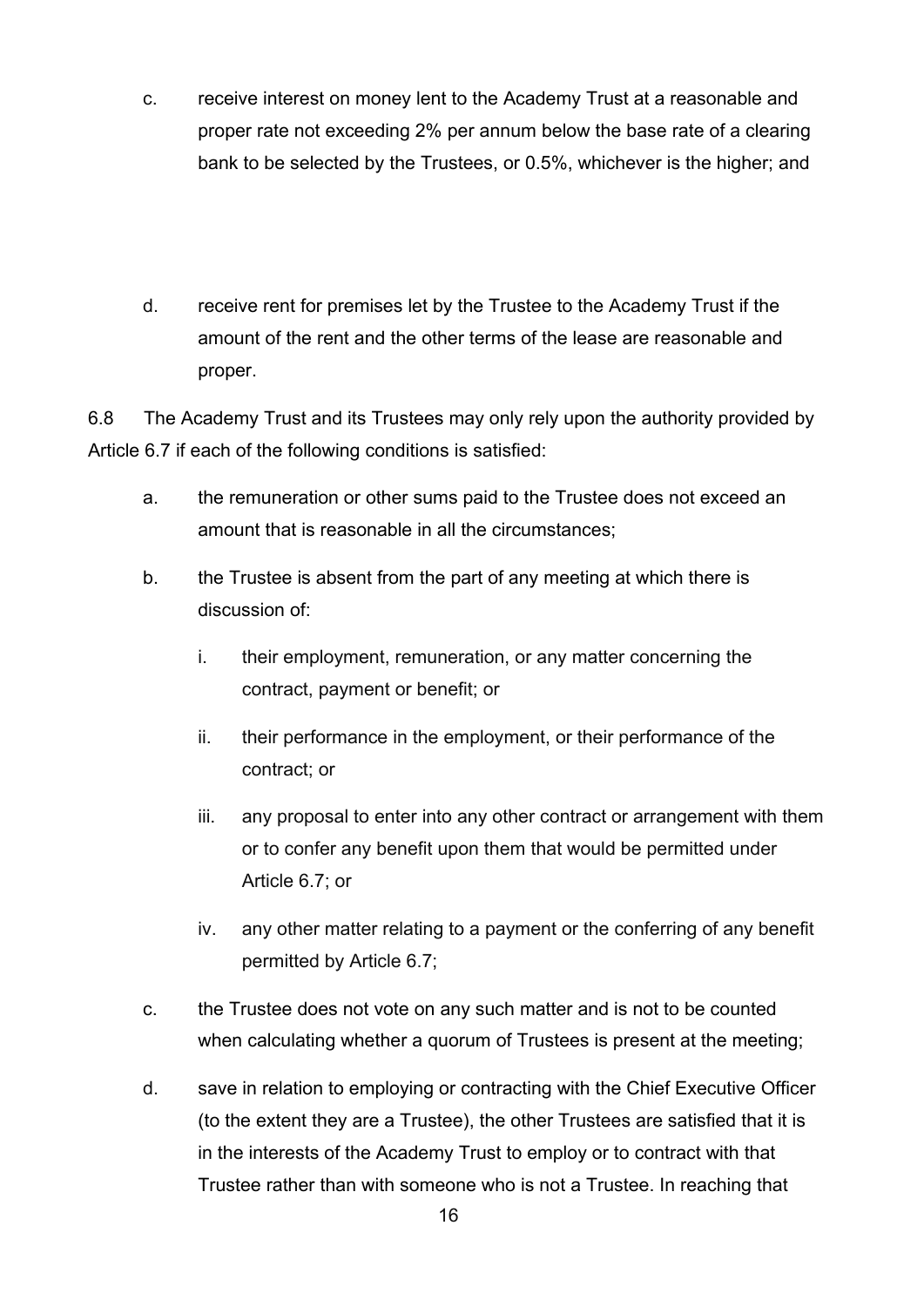c. receive interest on money lent to the Academy Trust at a reasonable and proper rate not exceeding 2% per annum below the base rate of a clearing bank to be selected by the Trustees, or 0.5%, whichever is the higher; and

d. receive rent for premises let by the Trustee to the Academy Trust if the amount of the rent and the other terms of the lease are reasonable and proper.

6.8 The Academy Trust and its Trustees may only rely upon the authority provided by Article 6.7 if each of the following conditions is satisfied:

a. the remuneration or other sums paid to the Trustee does not exceed an amount that is reasonable in all the circumstances;

b. the Trustee is absent from the part of any meeting at which there is discussion of:

   i. their employment, remuneration, or any matter concerning the contract, payment or benefit; or

   ii. their performance in the employment, or their performance of the contract; or

   iii. any proposal to enter into any other contract or arrangement with them or to confer any benefit upon them that would be permitted under Article 6.7; or

   iv. any other matter relating to a payment or the conferring of any benefit permitted by Article 6.7;

c. the Trustee does not vote on any such matter and is not to be counted when calculating whether a quorum of Trustees is present at the meeting;

d. save in relation to employing or contracting with the Chief Executive Officer (to the extent they are a Trustee), the other Trustees are satisfied that it is in the interests of the Academy Trust to employ or to contract with that Trustee rather than with someone who is not a Trustee. In reaching that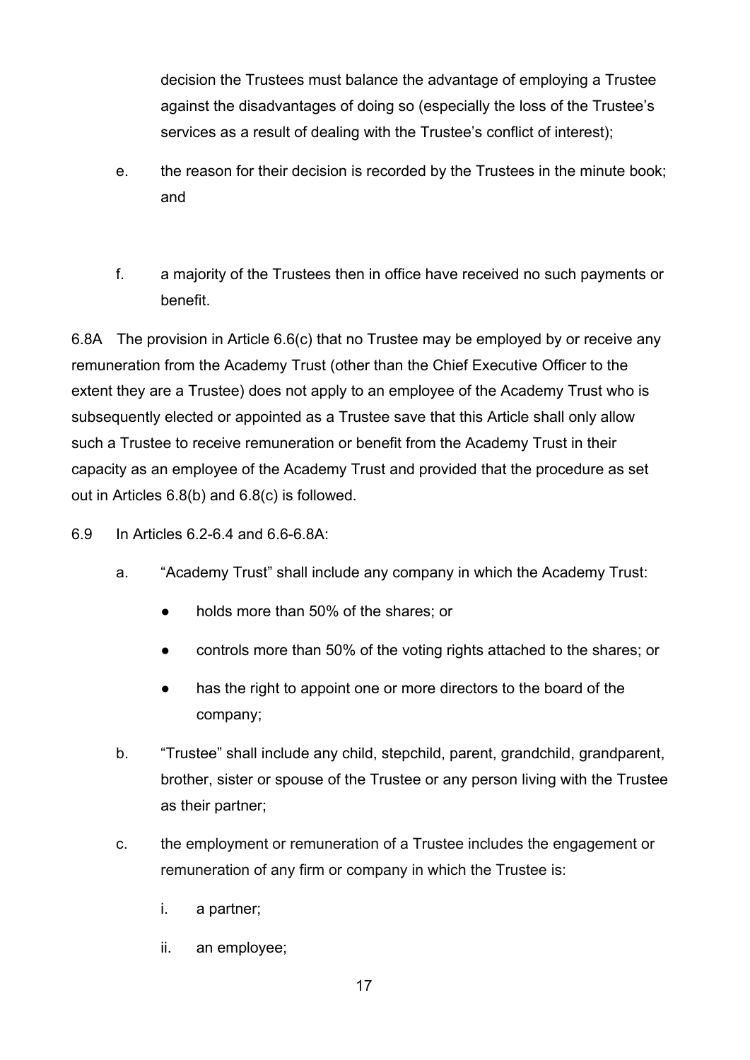decision the Trustees must balance the advantage of employing a Trustee against the disadvantages of doing so (especially the loss of the Trustee's services as a result of dealing with the Trustee's conflict of interest);

e. the reason for their decision is recorded by the Trustees in the minute book; and

f. a majority of the Trustees then in office have received no such payments or benefit.

6.8A The provision in Article 6.6(c) that no Trustee may be employed by or receive any remuneration from the Academy Trust (other than the Chief Executive Officer to the extent they are a Trustee) does not apply to an employee of the Academy Trust who is subsequently elected or appointed as a Trustee save that this Article shall only allow such a Trustee to receive remuneration or benefit from the Academy Trust in their capacity as an employee of the Academy Trust and provided that the procedure as set out in Articles 6.8(b) and 6.8(c) is followed.

6.9 In Articles 6.2-6.4 and 6.6-6.8A:

a. "Academy Trust" shall include any company in which the Academy Trust:
   - holds more than 50% of the shares; or
   - controls more than 50% of the voting rights attached to the shares; or
   - has the right to appoint one or more directors to the board of the company;

b. "Trustee" shall include any child, stepchild, parent, grandchild, grandparent, brother, sister or spouse of the Trustee or any person living with the Trustee as their partner;

c. the employment or remuneration of a Trustee includes the engagement or remuneration of any firm or company in which the Trustee is:

   i. a partner;

   ii. an employee;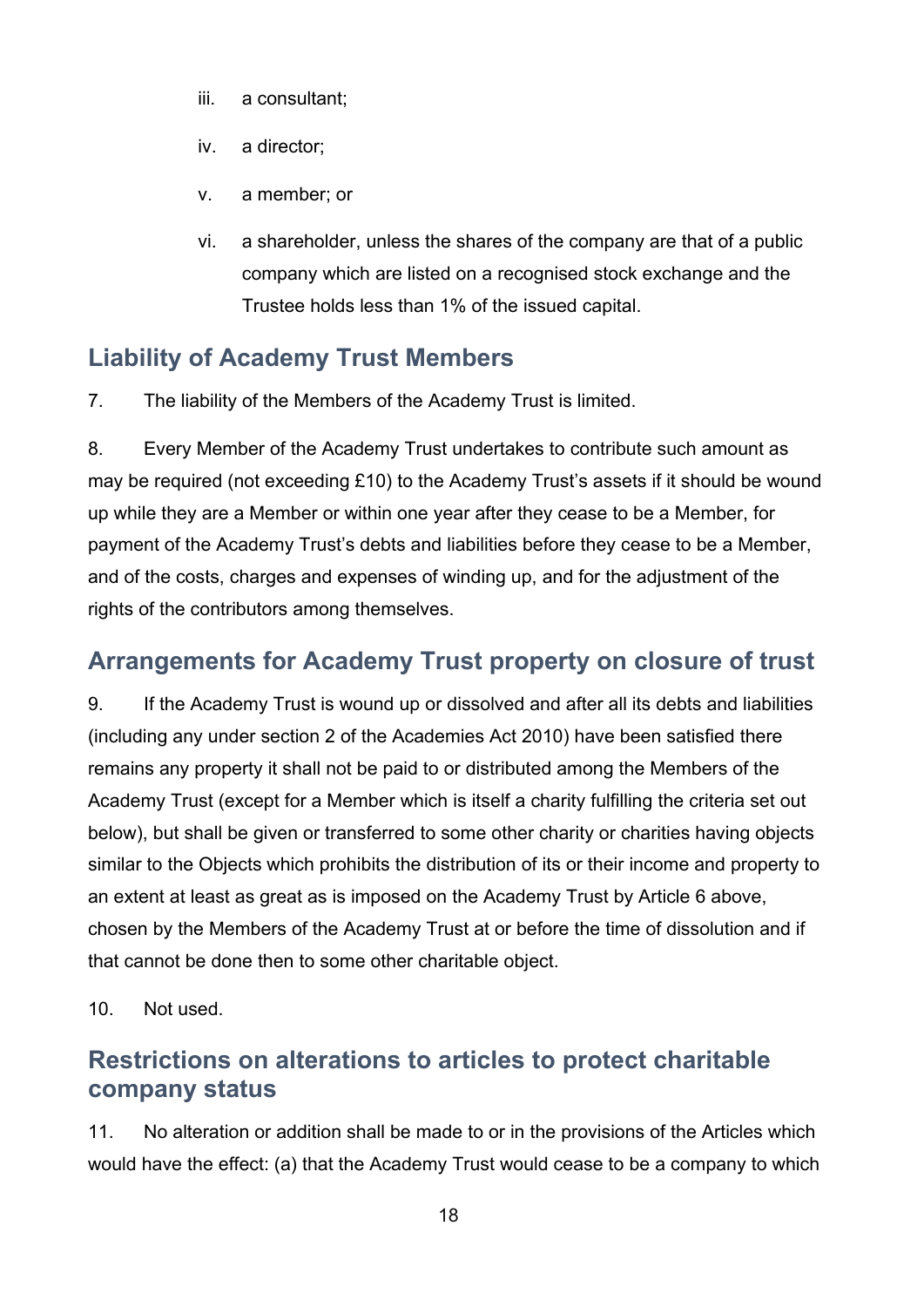iii. a consultant;

iv. a director;

v. a member; or

vi. a shareholder, unless the shares of the company are that of a public company which are listed on a recognised stock exchange and the Trustee holds less than 1% of the issued capital.

## Liability of Academy Trust Members

7. The liability of the Members of the Academy Trust is limited.

8. Every Member of the Academy Trust undertakes to contribute such amount as may be required (not exceeding £10) to the Academy Trust's assets if it should be wound up while they are a Member or within one year after they cease to be a Member, for payment of the Academy Trust's debts and liabilities before they cease to be a Member, and of the costs, charges and expenses of winding up, and for the adjustment of the rights of the contributors among themselves.

## Arrangements for Academy Trust property on closure of trust

9. If the Academy Trust is wound up or dissolved and after all its debts and liabilities (including any under section 2 of the Academies Act 2010) have been satisfied there remains any property it shall not be paid to or distributed among the Members of the Academy Trust (except for a Member which is itself a charity fulfilling the criteria set out below), but shall be given or transferred to some other charity or charities having objects similar to the Objects which prohibits the distribution of its or their income and property to an extent at least as great as is imposed on the Academy Trust by Article 6 above, chosen by the Members of the Academy Trust at or before the time of dissolution and if that cannot be done then to some other charitable object.

10. Not used.

## Restrictions on alterations to articles to protect charitable company status

11. No alteration or addition shall be made to or in the provisions of the Articles which would have the effect: (a) that the Academy Trust would cease to be a company to which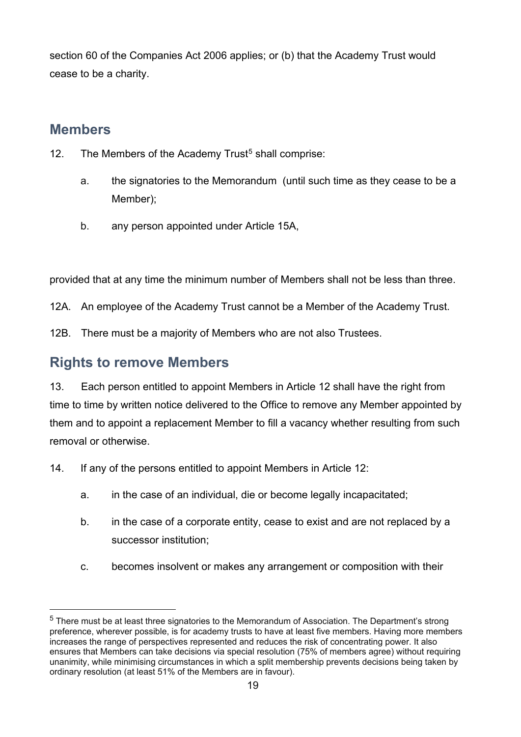section 60 of the Companies Act 2006 applies; or (b) that the Academy Trust would cease to be a charity.

## Members

12. The Members of the Academy Trust[5] shall comprise:

   a. the signatories to the Memorandum  (until such time as they cease to be a Member);

   b. any person appointed under Article 15A,

provided that at any time the minimum number of Members shall not be less than three.

12A. An employee of the Academy Trust cannot be a Member of the Academy Trust.

12B. There must be a majority of Members who are not also Trustees.

## Rights to remove Members

13. Each person entitled to appoint Members in Article 12 shall have the right from time to time by written notice delivered to the Office to remove any Member appointed by them and to appoint a replacement Member to fill a vacancy whether resulting from such removal or otherwise.

14. If any of the persons entitled to appoint Members in Article 12:

   a. in the case of an individual, die or become legally incapacitated;

   b. in the case of a corporate entity, cease to exist and are not replaced by a successor institution;

   c. becomes insolvent or makes any arrangement or composition with their

---

[5] There must be at least three signatories to the Memorandum of Association. The Department's strong preference, wherever possible, is for academy trusts to have at least five members. Having more members increases the range of perspectives represented and reduces the risk of concentrating power. It also ensures that Members can take decisions via special resolution (75% of members agree) without requiring unanimity, while minimising circumstances in which a split membership prevents decisions being taken by ordinary resolution (at least 51% of the Members are in favour).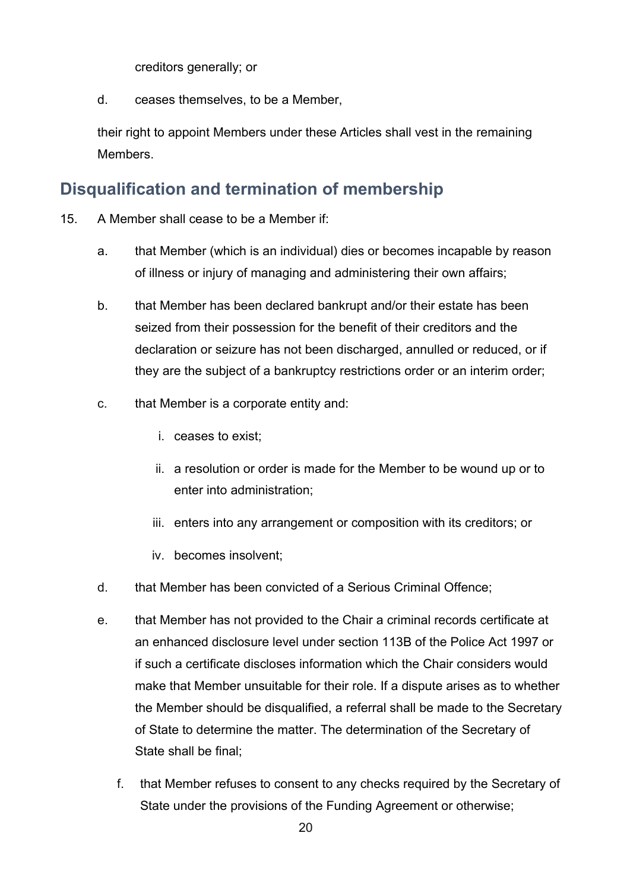creditors generally; or

d. ceases themselves, to be a Member,

their right to appoint Members under these Articles shall vest in the remaining Members.

## Disqualification and termination of membership

15. A Member shall cease to be a Member if:

    a. that Member (which is an individual) dies or becomes incapable by reason of illness or injury of managing and administering their own affairs;

    b. that Member has been declared bankrupt and/or their estate has been seized from their possession for the benefit of their creditors and the declaration or seizure has not been discharged, annulled or reduced, or if they are the subject of a bankruptcy restrictions order or an interim order;

    c. that Member is a corporate entity and:

        i. ceases to exist;

        ii. a resolution or order is made for the Member to be wound up or to enter into administration;

        iii. enters into any arrangement or composition with its creditors; or

        iv. becomes insolvent;

    d. that Member has been convicted of a Serious Criminal Offence;

    e. that Member has not provided to the Chair a criminal records certificate at an enhanced disclosure level under section 113B of the Police Act 1997 or if such a certificate discloses information which the Chair considers would make that Member unsuitable for their role. If a dispute arises as to whether the Member should be disqualified, a referral shall be made to the Secretary of State to determine the matter. The determination of the Secretary of State shall be final;

    f. that Member refuses to consent to any checks required by the Secretary of State under the provisions of the Funding Agreement or otherwise;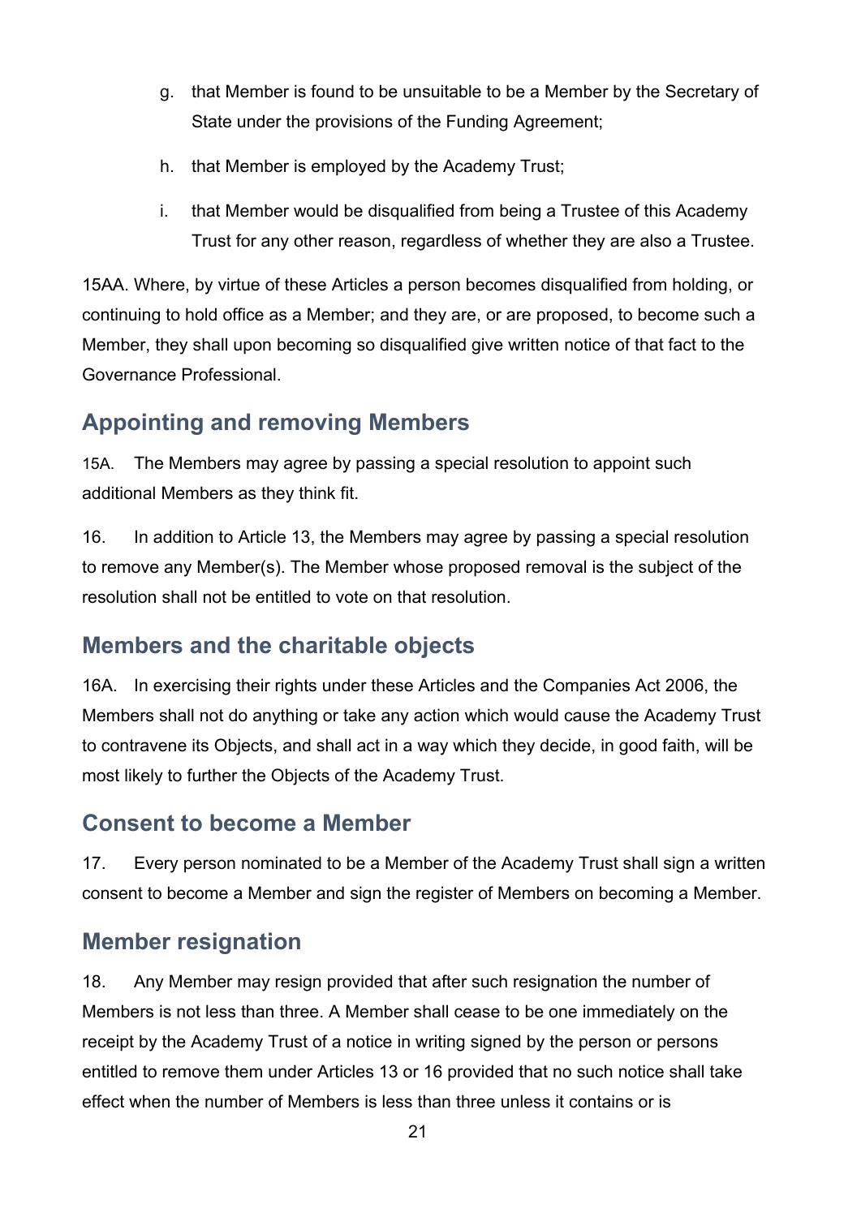g. that Member is found to be unsuitable to be a Member by the Secretary of State under the provisions of the Funding Agreement;

h. that Member is employed by the Academy Trust;

i. that Member would be disqualified from being a Trustee of this Academy Trust for any other reason, regardless of whether they are also a Trustee.

15AA. Where, by virtue of these Articles a person becomes disqualified from holding, or continuing to hold office as a Member; and they are, or are proposed, to become such a Member, they shall upon becoming so disqualified give written notice of that fact to the Governance Professional.

## Appointing and removing Members

15A. The Members may agree by passing a special resolution to appoint such additional Members as they think fit.

16. In addition to Article 13, the Members may agree by passing a special resolution to remove any Member(s). The Member whose proposed removal is the subject of the resolution shall not be entitled to vote on that resolution.

## Members and the charitable objects

16A. In exercising their rights under these Articles and the Companies Act 2006, the Members shall not do anything or take any action which would cause the Academy Trust to contravene its Objects, and shall act in a way which they decide, in good faith, will be most likely to further the Objects of the Academy Trust.

## Consent to become a Member

17. Every person nominated to be a Member of the Academy Trust shall sign a written consent to become a Member and sign the register of Members on becoming a Member.

## Member resignation

18. Any Member may resign provided that after such resignation the number of Members is not less than three. A Member shall cease to be one immediately on the receipt by the Academy Trust of a notice in writing signed by the person or persons entitled to remove them under Articles 13 or 16 provided that no such notice shall take effect when the number of Members is less than three unless it contains or is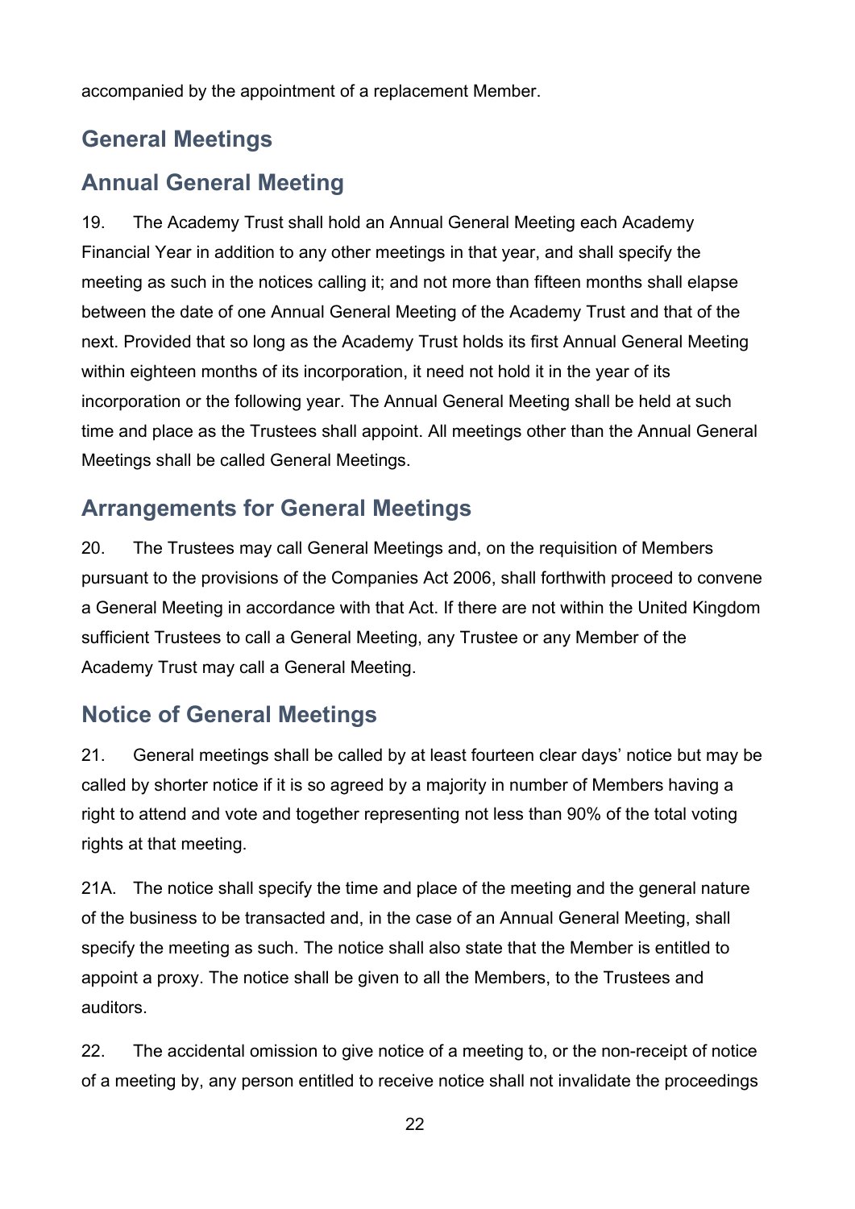accompanied by the appointment of a replacement Member.

## General Meetings

## Annual General Meeting

19. The Academy Trust shall hold an Annual General Meeting each Academy Financial Year in addition to any other meetings in that year, and shall specify the meeting as such in the notices calling it; and not more than fifteen months shall elapse between the date of one Annual General Meeting of the Academy Trust and that of the next. Provided that so long as the Academy Trust holds its first Annual General Meeting within eighteen months of its incorporation, it need not hold it in the year of its incorporation or the following year. The Annual General Meeting shall be held at such time and place as the Trustees shall appoint. All meetings other than the Annual General Meetings shall be called General Meetings.

## Arrangements for General Meetings

20. The Trustees may call General Meetings and, on the requisition of Members pursuant to the provisions of the Companies Act 2006, shall forthwith proceed to convene a General Meeting in accordance with that Act. If there are not within the United Kingdom sufficient Trustees to call a General Meeting, any Trustee or any Member of the Academy Trust may call a General Meeting.

## Notice of General Meetings

21. General meetings shall be called by at least fourteen clear days' notice but may be called by shorter notice if it is so agreed by a majority in number of Members having a right to attend and vote and together representing not less than 90% of the total voting rights at that meeting.

21A. The notice shall specify the time and place of the meeting and the general nature of the business to be transacted and, in the case of an Annual General Meeting, shall specify the meeting as such. The notice shall also state that the Member is entitled to appoint a proxy. The notice shall be given to all the Members, to the Trustees and auditors.

22. The accidental omission to give notice of a meeting to, or the non-receipt of notice of a meeting by, any person entitled to receive notice shall not invalidate the proceedings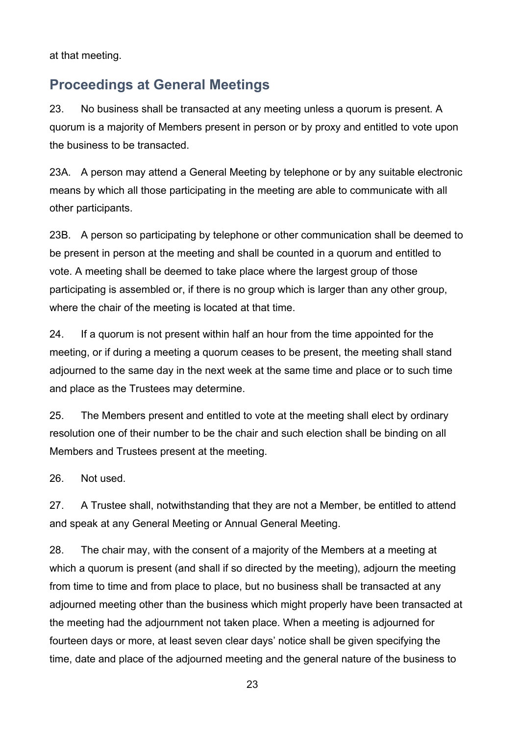at that meeting.

## Proceedings at General Meetings

23. No business shall be transacted at any meeting unless a quorum is present. A quorum is a majority of Members present in person or by proxy and entitled to vote upon the business to be transacted.

23A. A person may attend a General Meeting by telephone or by any suitable electronic means by which all those participating in the meeting are able to communicate with all other participants.

23B. A person so participating by telephone or other communication shall be deemed to be present in person at the meeting and shall be counted in a quorum and entitled to vote. A meeting shall be deemed to take place where the largest group of those participating is assembled or, if there is no group which is larger than any other group, where the chair of the meeting is located at that time.

24. If a quorum is not present within half an hour from the time appointed for the meeting, or if during a meeting a quorum ceases to be present, the meeting shall stand adjourned to the same day in the next week at the same time and place or to such time and place as the Trustees may determine.

25. The Members present and entitled to vote at the meeting shall elect by ordinary resolution one of their number to be the chair and such election shall be binding on all Members and Trustees present at the meeting.

26. Not used.

27. A Trustee shall, notwithstanding that they are not a Member, be entitled to attend and speak at any General Meeting or Annual General Meeting.

28. The chair may, with the consent of a majority of the Members at a meeting at which a quorum is present (and shall if so directed by the meeting), adjourn the meeting from time to time and from place to place, but no business shall be transacted at any adjourned meeting other than the business which might properly have been transacted at the meeting had the adjournment not taken place. When a meeting is adjourned for fourteen days or more, at least seven clear days' notice shall be given specifying the time, date and place of the adjourned meeting and the general nature of the business to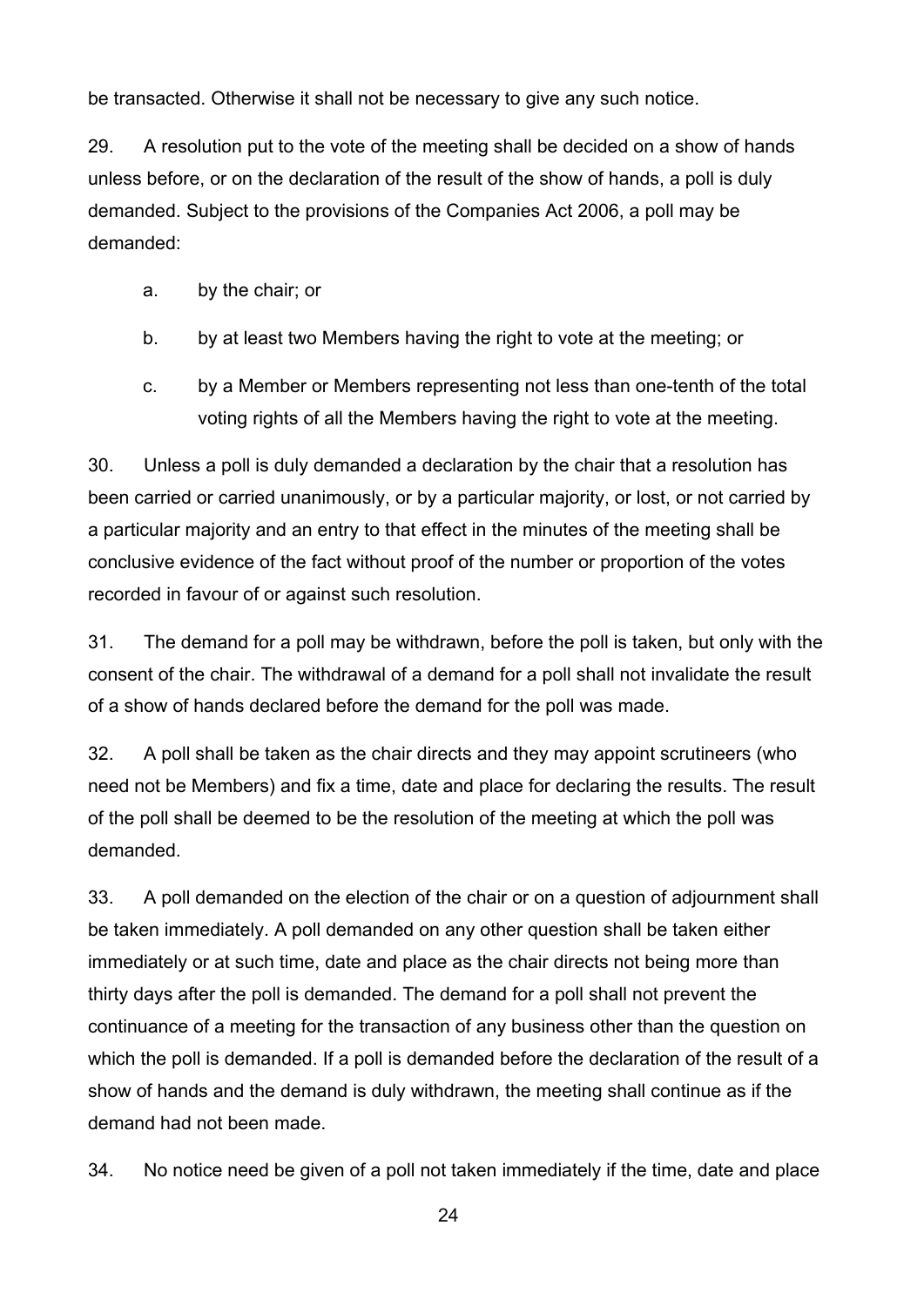be transacted. Otherwise it shall not be necessary to give any such notice.

29. A resolution put to the vote of the meeting shall be decided on a show of hands unless before, or on the declaration of the result of the show of hands, a poll is duly demanded. Subject to the provisions of the Companies Act 2006, a poll may be demanded:

a. by the chair; or

b. by at least two Members having the right to vote at the meeting; or

c. by a Member or Members representing not less than one-tenth of the total voting rights of all the Members having the right to vote at the meeting.

30. Unless a poll is duly demanded a declaration by the chair that a resolution has been carried or carried unanimously, or by a particular majority, or lost, or not carried by a particular majority and an entry to that effect in the minutes of the meeting shall be conclusive evidence of the fact without proof of the number or proportion of the votes recorded in favour of or against such resolution.

31. The demand for a poll may be withdrawn, before the poll is taken, but only with the consent of the chair. The withdrawal of a demand for a poll shall not invalidate the result of a show of hands declared before the demand for the poll was made.

32. A poll shall be taken as the chair directs and they may appoint scrutineers (who need not be Members) and fix a time, date and place for declaring the results. The result of the poll shall be deemed to be the resolution of the meeting at which the poll was demanded.

33. A poll demanded on the election of the chair or on a question of adjournment shall be taken immediately. A poll demanded on any other question shall be taken either immediately or at such time, date and place as the chair directs not being more than thirty days after the poll is demanded. The demand for a poll shall not prevent the continuance of a meeting for the transaction of any business other than the question on which the poll is demanded. If a poll is demanded before the declaration of the result of a show of hands and the demand is duly withdrawn, the meeting shall continue as if the demand had not been made.

34. No notice need be given of a poll not taken immediately if the time, date and place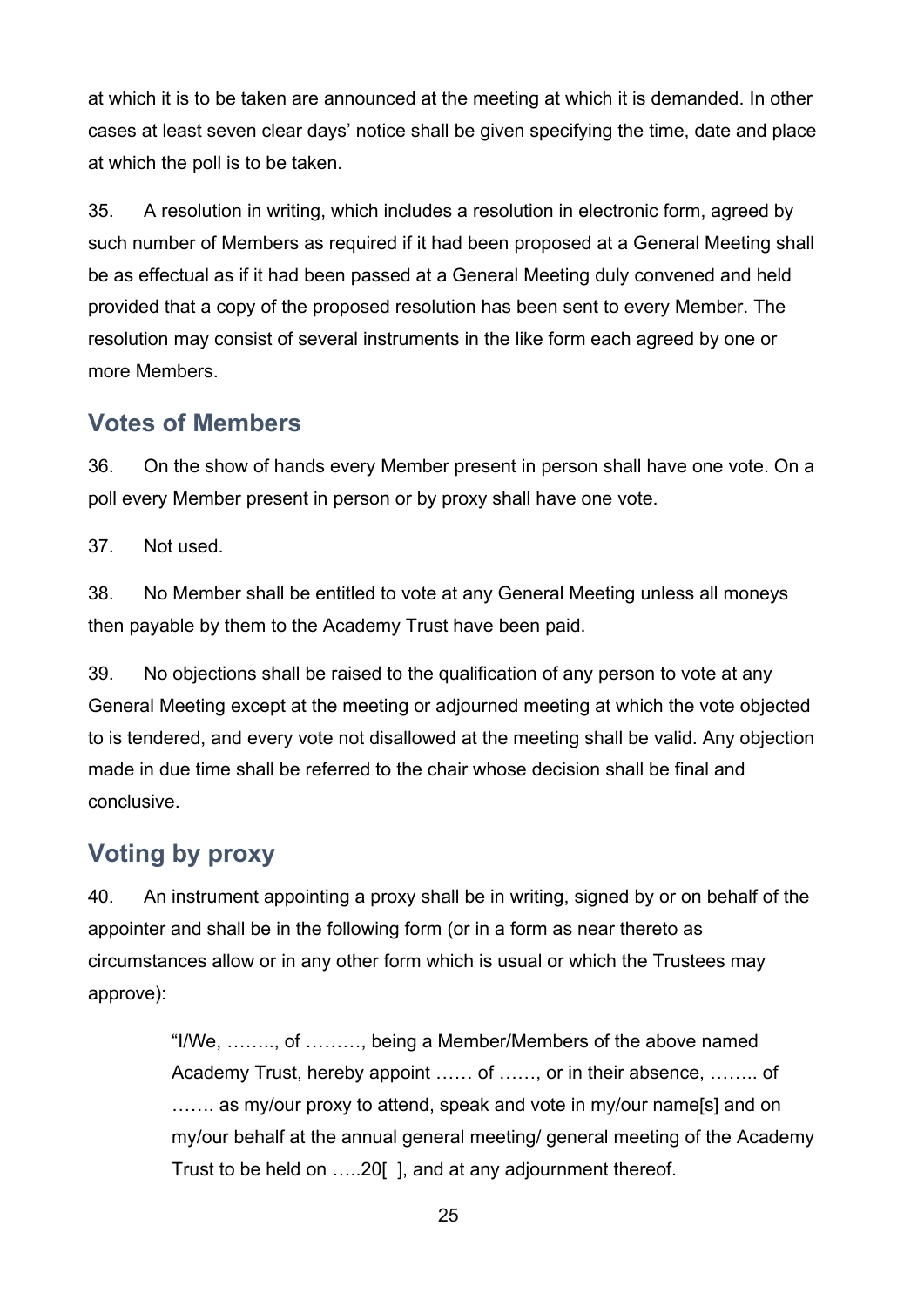at which it is to be taken are announced at the meeting at which it is demanded. In other cases at least seven clear days' notice shall be given specifying the time, date and place at which the poll is to be taken.

35. A resolution in writing, which includes a resolution in electronic form, agreed by such number of Members as required if it had been proposed at a General Meeting shall be as effectual as if it had been passed at a General Meeting duly convened and held provided that a copy of the proposed resolution has been sent to every Member. The resolution may consist of several instruments in the like form each agreed by one or more Members.

## Votes of Members

36. On the show of hands every Member present in person shall have one vote. On a poll every Member present in person or by proxy shall have one vote.

37. Not used.

38. No Member shall be entitled to vote at any General Meeting unless all moneys then payable by them to the Academy Trust have been paid.

39. No objections shall be raised to the qualification of any person to vote at any General Meeting except at the meeting or adjourned meeting at which the vote objected to is tendered, and every vote not disallowed at the meeting shall be valid. Any objection made in due time shall be referred to the chair whose decision shall be final and conclusive.

## Voting by proxy

40. An instrument appointing a proxy shall be in writing, signed by or on behalf of the appointer and shall be in the following form (or in a form as near thereto as circumstances allow or in any other form which is usual or which the Trustees may approve):

> "I/We, ….….., of ………, being a Member/Members of the above named Academy Trust, hereby appoint …… of ……, or in their absence, …….. of ……. as my/our proxy to attend, speak and vote in my/our name[s] and on my/our behalf at the annual general meeting/ general meeting of the Academy Trust to be held on …..20[ ], and at any adjournment thereof.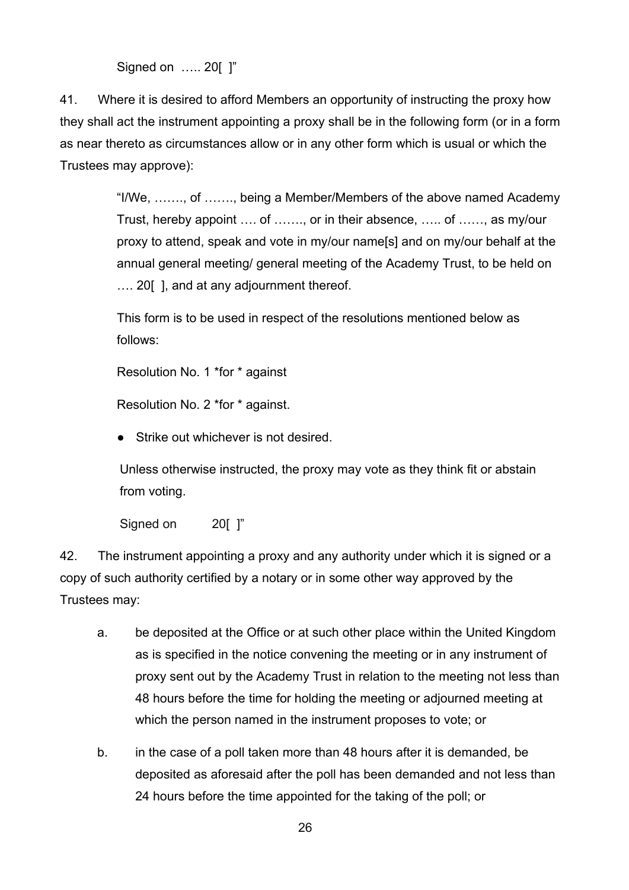Signed on ….. 20[ ]"

41. Where it is desired to afford Members an opportunity of instructing the proxy how they shall act the instrument appointing a proxy shall be in the following form (or in a form as near thereto as circumstances allow or in any other form which is usual or which the Trustees may approve):

> "I/We, ……., of ……., being a Member/Members of the above named Academy Trust, hereby appoint …. of ……., or in their absence, ….. of ……, as my/our proxy to attend, speak and vote in my/our name[s] and on my/our behalf at the annual general meeting/ general meeting of the Academy Trust, to be held on …. 20[ ], and at any adjournment thereof.
>
> This form is to be used in respect of the resolutions mentioned below as follows:
>
> Resolution No. 1 *for * against
>
> Resolution No. 2 *for * against.
>
> - Strike out whichever is not desired.
>
> Unless otherwise instructed, the proxy may vote as they think fit or abstain from voting.
>
> Signed on 20[ ]"

42. The instrument appointing a proxy and any authority under which it is signed or a copy of such authority certified by a notary or in some other way approved by the Trustees may:

a. be deposited at the Office or at such other place within the United Kingdom as is specified in the notice convening the meeting or in any instrument of proxy sent out by the Academy Trust in relation to the meeting not less than 48 hours before the time for holding the meeting or adjourned meeting at which the person named in the instrument proposes to vote; or

b. in the case of a poll taken more than 48 hours after it is demanded, be deposited as aforesaid after the poll has been demanded and not less than 24 hours before the time appointed for the taking of the poll; or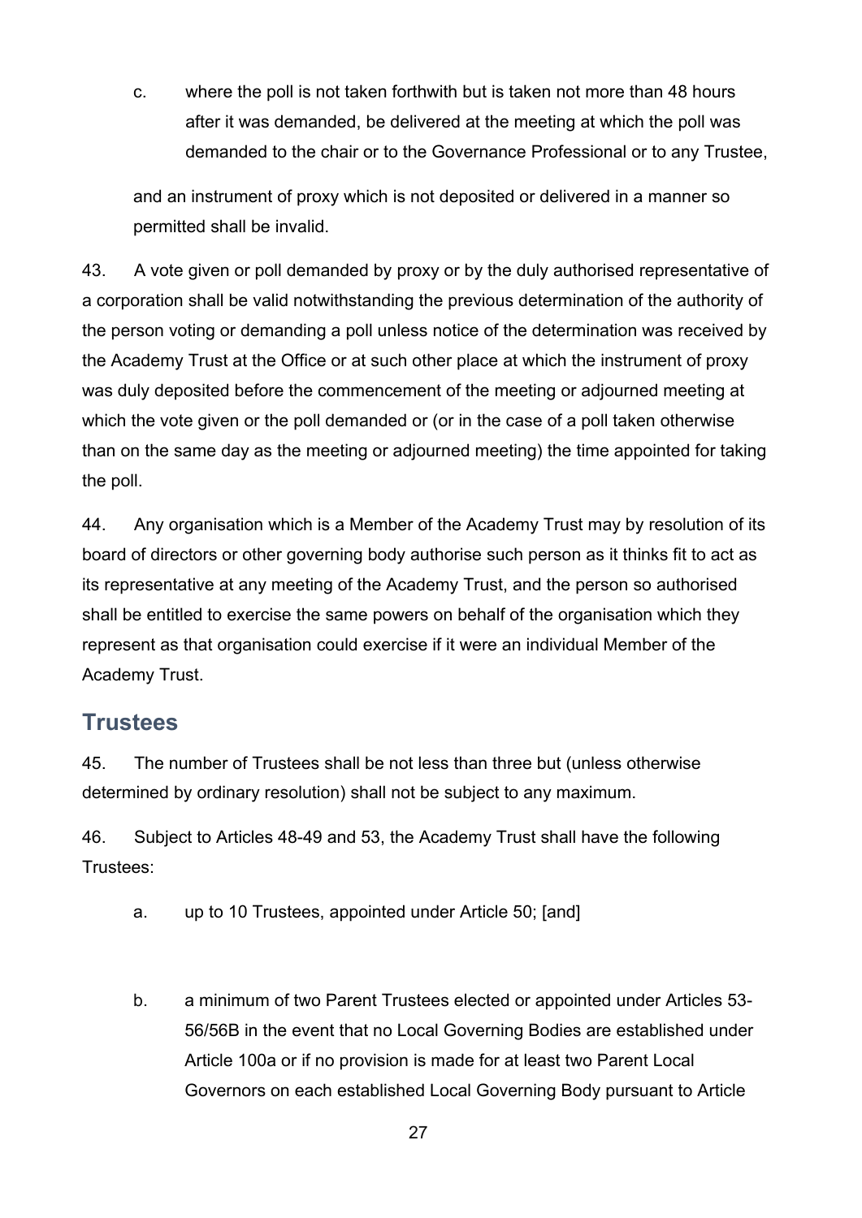c. where the poll is not taken forthwith but is taken not more than 48 hours after it was demanded, be delivered at the meeting at which the poll was demanded to the chair or to the Governance Professional or to any Trustee,

and an instrument of proxy which is not deposited or delivered in a manner so permitted shall be invalid.

43. A vote given or poll demanded by proxy or by the duly authorised representative of a corporation shall be valid notwithstanding the previous determination of the authority of the person voting or demanding a poll unless notice of the determination was received by the Academy Trust at the Office or at such other place at which the instrument of proxy was duly deposited before the commencement of the meeting or adjourned meeting at which the vote given or the poll demanded or (or in the case of a poll taken otherwise than on the same day as the meeting or adjourned meeting) the time appointed for taking the poll.

44. Any organisation which is a Member of the Academy Trust may by resolution of its board of directors or other governing body authorise such person as it thinks fit to act as its representative at any meeting of the Academy Trust, and the person so authorised shall be entitled to exercise the same powers on behalf of the organisation which they represent as that organisation could exercise if it were an individual Member of the Academy Trust.

## Trustees

45. The number of Trustees shall be not less than three but (unless otherwise determined by ordinary resolution) shall not be subject to any maximum.

46. Subject to Articles 48-49 and 53, the Academy Trust shall have the following Trustees:

a. up to 10 Trustees, appointed under Article 50; [and]

b. a minimum of two Parent Trustees elected or appointed under Articles 53-56/56B in the event that no Local Governing Bodies are established under Article 100a or if no provision is made for at least two Parent Local Governors on each established Local Governing Body pursuant to Article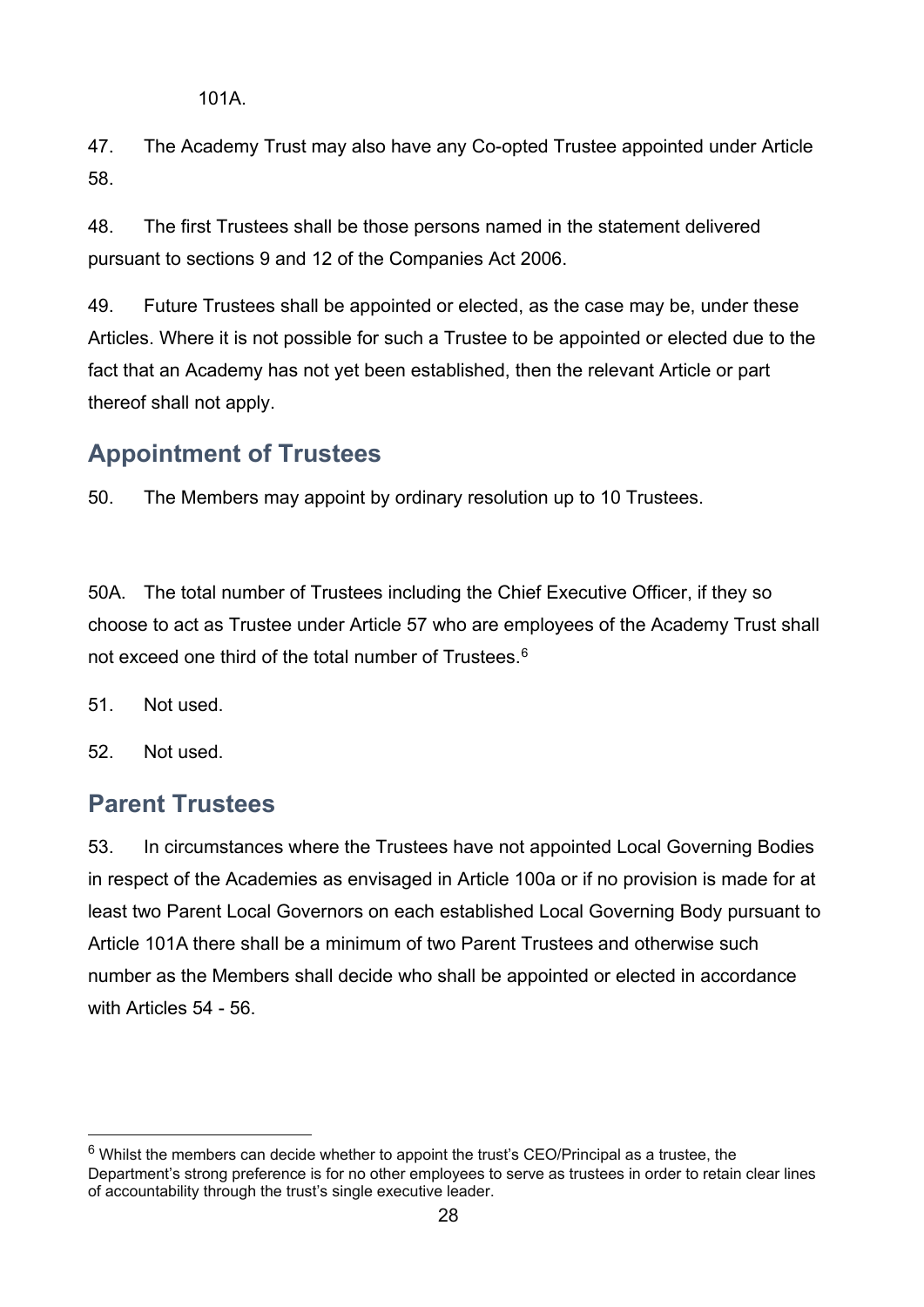101A.

47. The Academy Trust may also have any Co-opted Trustee appointed under Article 58.

48. The first Trustees shall be those persons named in the statement delivered pursuant to sections 9 and 12 of the Companies Act 2006.

49. Future Trustees shall be appointed or elected, as the case may be, under these Articles. Where it is not possible for such a Trustee to be appointed or elected due to the fact that an Academy has not yet been established, then the relevant Article or part thereof shall not apply.

## Appointment of Trustees

50. The Members may appoint by ordinary resolution up to 10 Trustees.

50A. The total number of Trustees including the Chief Executive Officer, if they so choose to act as Trustee under Article 57 who are employees of the Academy Trust shall not exceed one third of the total number of Trustees.[6]

51. Not used.

52. Not used.

## Parent Trustees

53. In circumstances where the Trustees have not appointed Local Governing Bodies in respect of the Academies as envisaged in Article 100a or if no provision is made for at least two Parent Local Governors on each established Local Governing Body pursuant to Article 101A there shall be a minimum of two Parent Trustees and otherwise such number as the Members shall decide who shall be appointed or elected in accordance with Articles 54 - 56.

---

[6] Whilst the members can decide whether to appoint the trust's CEO/Principal as a trustee, the Department's strong preference is for no other employees to serve as trustees in order to retain clear lines of accountability through the trust's single executive leader.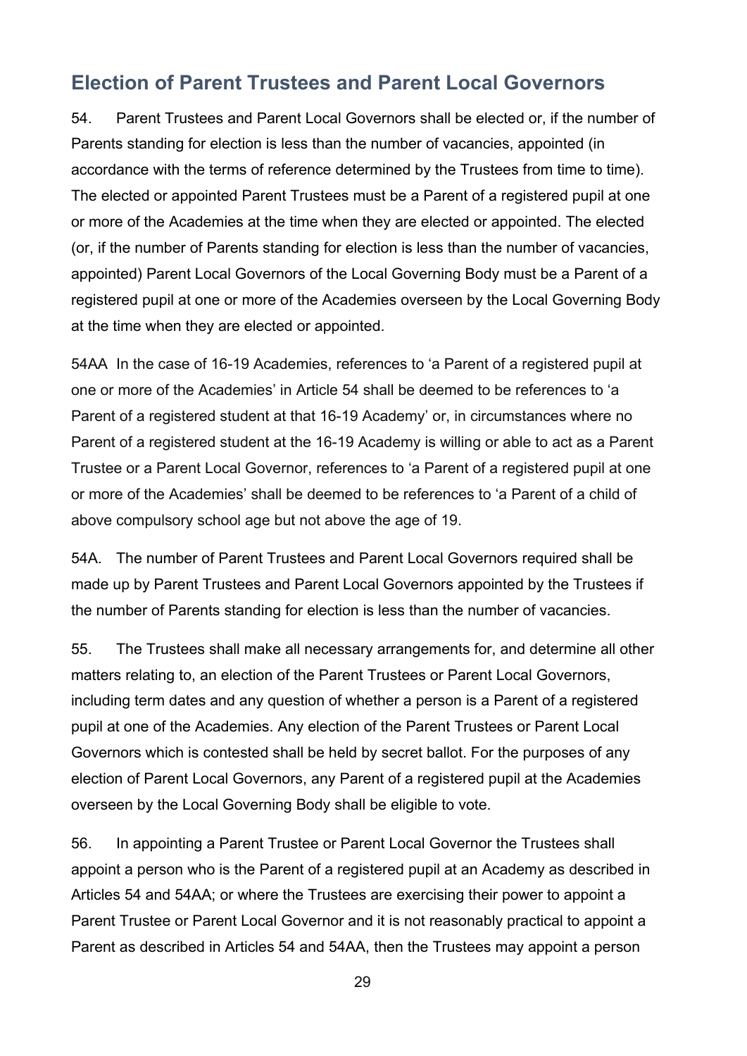## Election of Parent Trustees and Parent Local Governors

54. Parent Trustees and Parent Local Governors shall be elected or, if the number of Parents standing for election is less than the number of vacancies, appointed (in accordance with the terms of reference determined by the Trustees from time to time). The elected or appointed Parent Trustees must be a Parent of a registered pupil at one or more of the Academies at the time when they are elected or appointed. The elected (or, if the number of Parents standing for election is less than the number of vacancies, appointed) Parent Local Governors of the Local Governing Body must be a Parent of a registered pupil at one or more of the Academies overseen by the Local Governing Body at the time when they are elected or appointed.

54AA In the case of 16-19 Academies, references to 'a Parent of a registered pupil at one or more of the Academies' in Article 54 shall be deemed to be references to 'a Parent of a registered student at that 16-19 Academy' or, in circumstances where no Parent of a registered student at the 16-19 Academy is willing or able to act as a Parent Trustee or a Parent Local Governor, references to 'a Parent of a registered pupil at one or more of the Academies' shall be deemed to be references to 'a Parent of a child of above compulsory school age but not above the age of 19.

54A. The number of Parent Trustees and Parent Local Governors required shall be made up by Parent Trustees and Parent Local Governors appointed by the Trustees if the number of Parents standing for election is less than the number of vacancies.

55. The Trustees shall make all necessary arrangements for, and determine all other matters relating to, an election of the Parent Trustees or Parent Local Governors, including term dates and any question of whether a person is a Parent of a registered pupil at one of the Academies. Any election of the Parent Trustees or Parent Local Governors which is contested shall be held by secret ballot. For the purposes of any election of Parent Local Governors, any Parent of a registered pupil at the Academies overseen by the Local Governing Body shall be eligible to vote.

56. In appointing a Parent Trustee or Parent Local Governor the Trustees shall appoint a person who is the Parent of a registered pupil at an Academy as described in Articles 54 and 54AA; or where the Trustees are exercising their power to appoint a Parent Trustee or Parent Local Governor and it is not reasonably practical to appoint a Parent as described in Articles 54 and 54AA, then the Trustees may appoint a person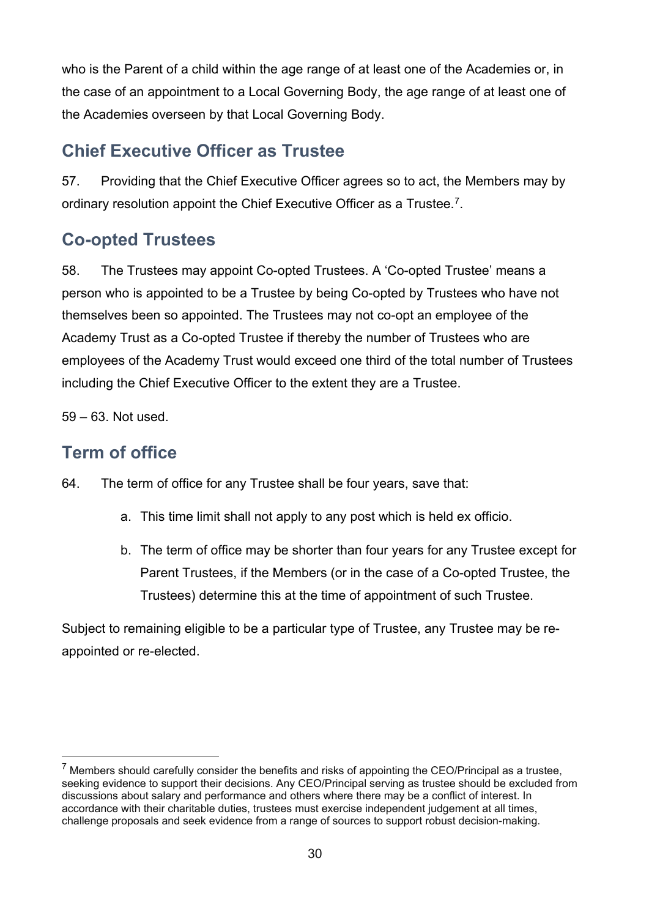who is the Parent of a child within the age range of at least one of the Academies or, in the case of an appointment to a Local Governing Body, the age range of at least one of the Academies overseen by that Local Governing Body.

## Chief Executive Officer as Trustee

57. Providing that the Chief Executive Officer agrees so to act, the Members may by ordinary resolution appoint the Chief Executive Officer as a Trustee.[7].

## Co-opted Trustees

58. The Trustees may appoint Co-opted Trustees. A 'Co-opted Trustee' means a person who is appointed to be a Trustee by being Co-opted by Trustees who have not themselves been so appointed. The Trustees may not co-opt an employee of the Academy Trust as a Co-opted Trustee if thereby the number of Trustees who are employees of the Academy Trust would exceed one third of the total number of Trustees including the Chief Executive Officer to the extent they are a Trustee.

59 – 63. Not used.

## Term of office

64. The term of office for any Trustee shall be four years, save that:

a. This time limit shall not apply to any post which is held ex officio.

b. The term of office may be shorter than four years for any Trustee except for Parent Trustees, if the Members (or in the case of a Co-opted Trustee, the Trustees) determine this at the time of appointment of such Trustee.

Subject to remaining eligible to be a particular type of Trustee, any Trustee may be re-appointed or re-elected.

---

[7] Members should carefully consider the benefits and risks of appointing the CEO/Principal as a trustee, seeking evidence to support their decisions. Any CEO/Principal serving as trustee should be excluded from discussions about salary and performance and others where there may be a conflict of interest. In accordance with their charitable duties, trustees must exercise independent judgement at all times, challenge proposals and seek evidence from a range of sources to support robust decision-making.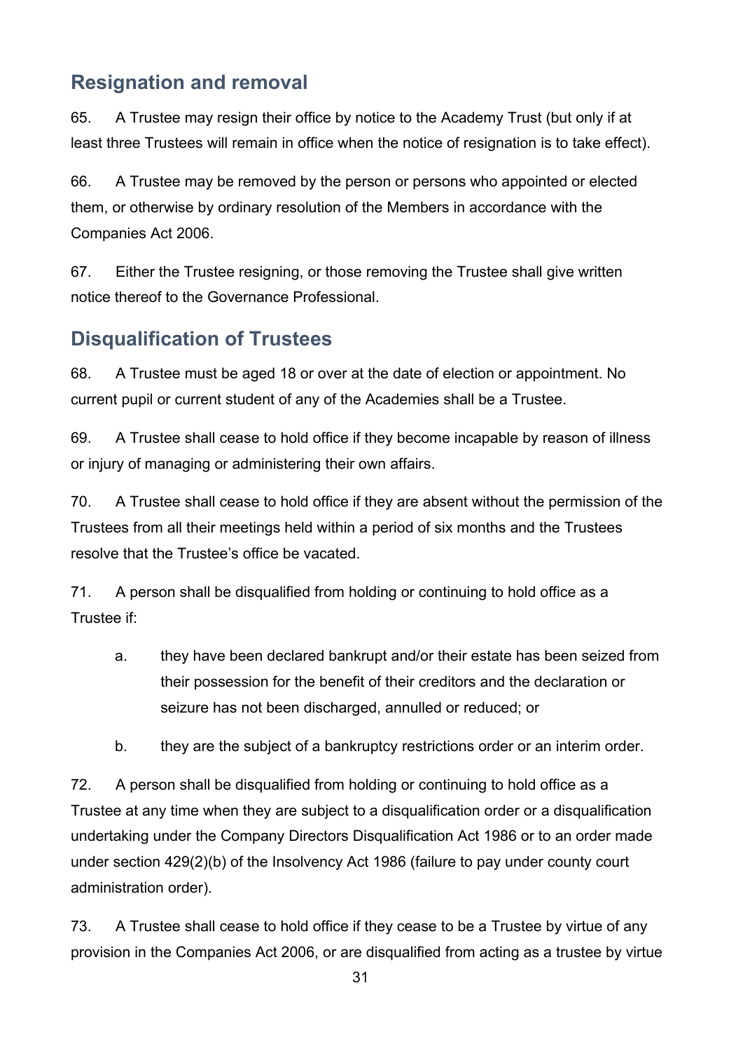## Resignation and removal

65. A Trustee may resign their office by notice to the Academy Trust (but only if at least three Trustees will remain in office when the notice of resignation is to take effect).

66. A Trustee may be removed by the person or persons who appointed or elected them, or otherwise by ordinary resolution of the Members in accordance with the Companies Act 2006.

67. Either the Trustee resigning, or those removing the Trustee shall give written notice thereof to the Governance Professional.

## Disqualification of Trustees

68. A Trustee must be aged 18 or over at the date of election or appointment. No current pupil or current student of any of the Academies shall be a Trustee.

69. A Trustee shall cease to hold office if they become incapable by reason of illness or injury of managing or administering their own affairs.

70. A Trustee shall cease to hold office if they are absent without the permission of the Trustees from all their meetings held within a period of six months and the Trustees resolve that the Trustee's office be vacated.

71. A person shall be disqualified from holding or continuing to hold office as a Trustee if:

   a. they have been declared bankrupt and/or their estate has been seized from their possession for the benefit of their creditors and the declaration or seizure has not been discharged, annulled or reduced; or

   b. they are the subject of a bankruptcy restrictions order or an interim order.

72. A person shall be disqualified from holding or continuing to hold office as a Trustee at any time when they are subject to a disqualification order or a disqualification undertaking under the Company Directors Disqualification Act 1986 or to an order made under section 429(2)(b) of the Insolvency Act 1986 (failure to pay under county court administration order).

73. A Trustee shall cease to hold office if they cease to be a Trustee by virtue of any provision in the Companies Act 2006, or are disqualified from acting as a trustee by virtue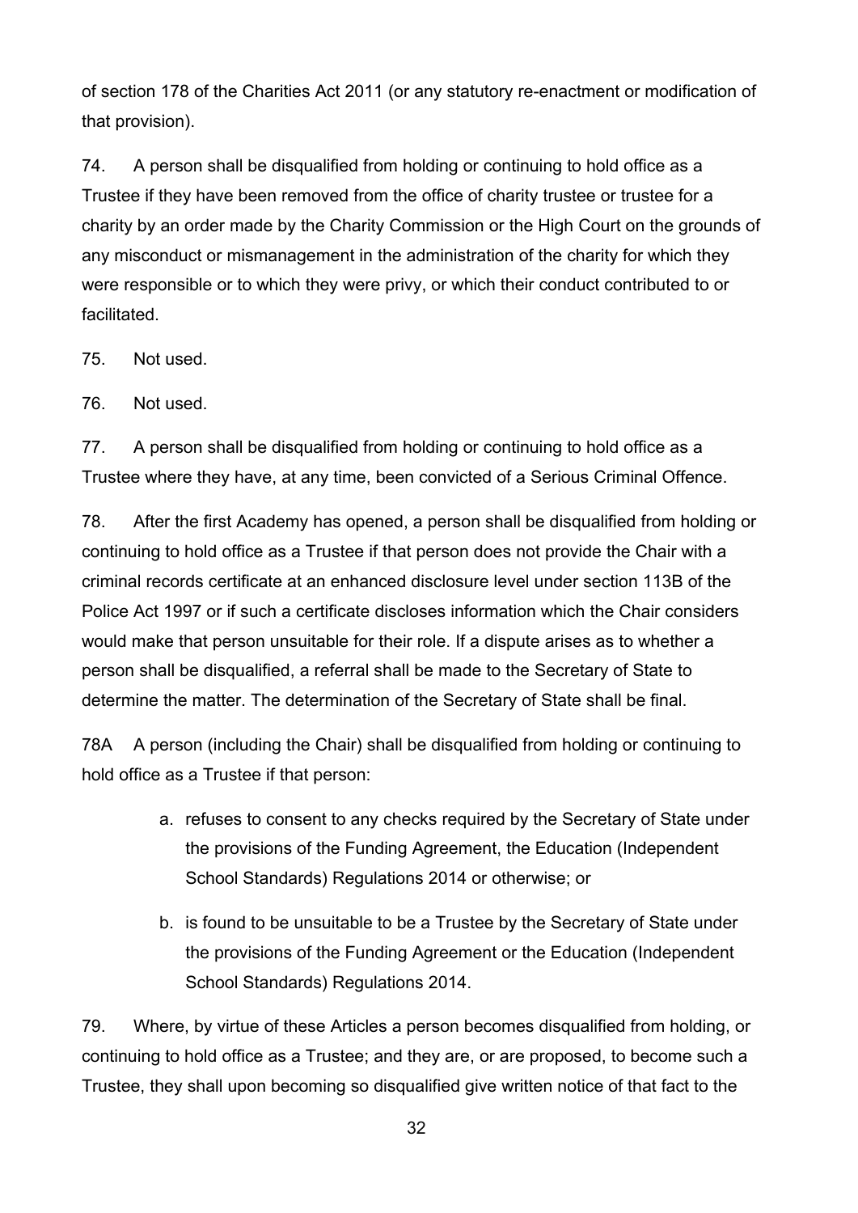of section 178 of the Charities Act 2011 (or any statutory re-enactment or modification of that provision).

74. A person shall be disqualified from holding or continuing to hold office as a Trustee if they have been removed from the office of charity trustee or trustee for a charity by an order made by the Charity Commission or the High Court on the grounds of any misconduct or mismanagement in the administration of the charity for which they were responsible or to which they were privy, or which their conduct contributed to or facilitated.

75. Not used.

76. Not used.

77. A person shall be disqualified from holding or continuing to hold office as a Trustee where they have, at any time, been convicted of a Serious Criminal Offence.

78. After the first Academy has opened, a person shall be disqualified from holding or continuing to hold office as a Trustee if that person does not provide the Chair with a criminal records certificate at an enhanced disclosure level under section 113B of the Police Act 1997 or if such a certificate discloses information which the Chair considers would make that person unsuitable for their role. If a dispute arises as to whether a person shall be disqualified, a referral shall be made to the Secretary of State to determine the matter. The determination of the Secretary of State shall be final.

78A A person (including the Chair) shall be disqualified from holding or continuing to hold office as a Trustee if that person:

a. refuses to consent to any checks required by the Secretary of State under the provisions of the Funding Agreement, the Education (Independent School Standards) Regulations 2014 or otherwise; or

b. is found to be unsuitable to be a Trustee by the Secretary of State under the provisions of the Funding Agreement or the Education (Independent School Standards) Regulations 2014.

79. Where, by virtue of these Articles a person becomes disqualified from holding, or continuing to hold office as a Trustee; and they are, or are proposed, to become such a Trustee, they shall upon becoming so disqualified give written notice of that fact to the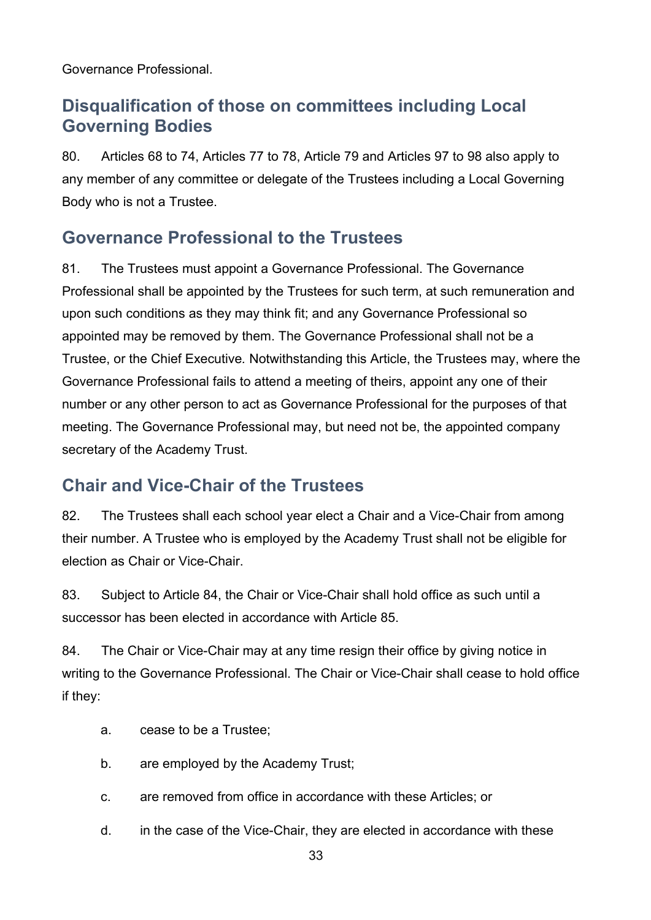Governance Professional.

## Disqualification of those on committees including Local Governing Bodies

80. Articles 68 to 74, Articles 77 to 78, Article 79 and Articles 97 to 98 also apply to any member of any committee or delegate of the Trustees including a Local Governing Body who is not a Trustee.

## Governance Professional to the Trustees

81. The Trustees must appoint a Governance Professional. The Governance Professional shall be appointed by the Trustees for such term, at such remuneration and upon such conditions as they may think fit; and any Governance Professional so appointed may be removed by them. The Governance Professional shall not be a Trustee, or the Chief Executive*.* Notwithstanding this Article, the Trustees may, where the Governance Professional fails to attend a meeting of theirs, appoint any one of their number or any other person to act as Governance Professional for the purposes of that meeting. The Governance Professional may, but need not be, the appointed company secretary of the Academy Trust.

## Chair and Vice-Chair of the Trustees

82. The Trustees shall each school year elect a Chair and a Vice-Chair from among their number. A Trustee who is employed by the Academy Trust shall not be eligible for election as Chair or Vice-Chair.

83. Subject to Article 84, the Chair or Vice-Chair shall hold office as such until a successor has been elected in accordance with Article 85.

84. The Chair or Vice-Chair may at any time resign their office by giving notice in writing to the Governance Professional. The Chair or Vice-Chair shall cease to hold office if they:

a. cease to be a Trustee;

b. are employed by the Academy Trust;

c. are removed from office in accordance with these Articles; or

d. in the case of the Vice-Chair, they are elected in accordance with these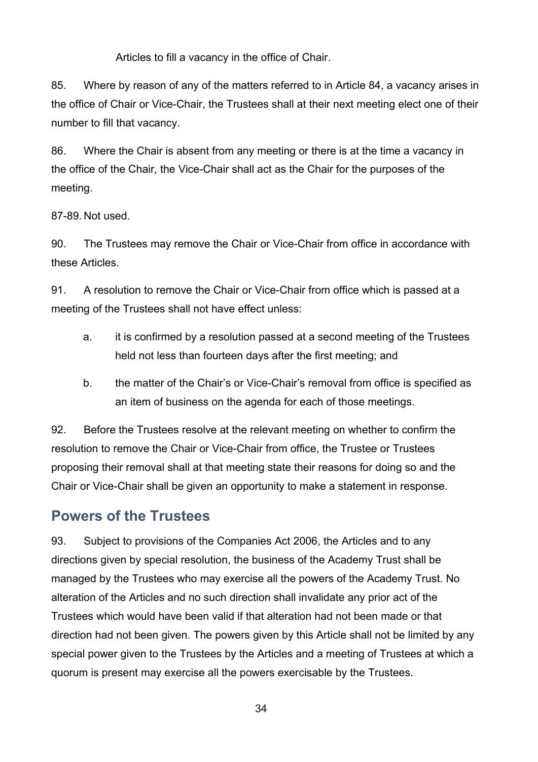Articles to fill a vacancy in the office of Chair.

85. Where by reason of any of the matters referred to in Article 84, a vacancy arises in the office of Chair or Vice-Chair, the Trustees shall at their next meeting elect one of their number to fill that vacancy.

86. Where the Chair is absent from any meeting or there is at the time a vacancy in the office of the Chair, the Vice-Chair shall act as the Chair for the purposes of the meeting.

87-89. Not used.

90. The Trustees may remove the Chair or Vice-Chair from office in accordance with these Articles.

91. A resolution to remove the Chair or Vice-Chair from office which is passed at a meeting of the Trustees shall not have effect unless:

a. it is confirmed by a resolution passed at a second meeting of the Trustees held not less than fourteen days after the first meeting; and

b. the matter of the Chair's or Vice-Chair's removal from office is specified as an item of business on the agenda for each of those meetings.

92. Before the Trustees resolve at the relevant meeting on whether to confirm the resolution to remove the Chair or Vice-Chair from office, the Trustee or Trustees proposing their removal shall at that meeting state their reasons for doing so and the Chair or Vice-Chair shall be given an opportunity to make a statement in response.

## Powers of the Trustees

93. Subject to provisions of the Companies Act 2006, the Articles and to any directions given by special resolution, the business of the Academy Trust shall be managed by the Trustees who may exercise all the powers of the Academy Trust. No alteration of the Articles and no such direction shall invalidate any prior act of the Trustees which would have been valid if that alteration had not been made or that direction had not been given. The powers given by this Article shall not be limited by any special power given to the Trustees by the Articles and a meeting of Trustees at which a quorum is present may exercise all the powers exercisable by the Trustees.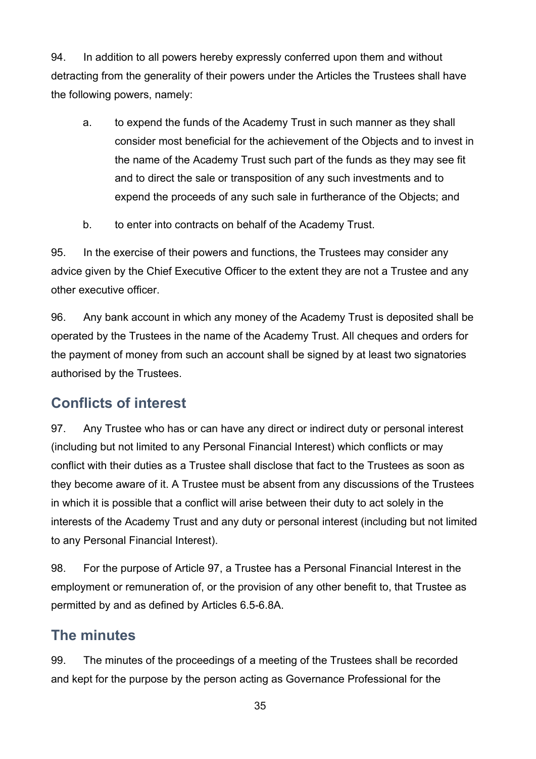94. In addition to all powers hereby expressly conferred upon them and without detracting from the generality of their powers under the Articles the Trustees shall have the following powers, namely:

a. to expend the funds of the Academy Trust in such manner as they shall consider most beneficial for the achievement of the Objects and to invest in the name of the Academy Trust such part of the funds as they may see fit and to direct the sale or transposition of any such investments and to expend the proceeds of any such sale in furtherance of the Objects; and

b. to enter into contracts on behalf of the Academy Trust.

95. In the exercise of their powers and functions, the Trustees may consider any advice given by the Chief Executive Officer to the extent they are not a Trustee and any other executive officer.

96. Any bank account in which any money of the Academy Trust is deposited shall be operated by the Trustees in the name of the Academy Trust. All cheques and orders for the payment of money from such an account shall be signed by at least two signatories authorised by the Trustees.

## Conflicts of interest

97. Any Trustee who has or can have any direct or indirect duty or personal interest (including but not limited to any Personal Financial Interest) which conflicts or may conflict with their duties as a Trustee shall disclose that fact to the Trustees as soon as they become aware of it. A Trustee must be absent from any discussions of the Trustees in which it is possible that a conflict will arise between their duty to act solely in the interests of the Academy Trust and any duty or personal interest (including but not limited to any Personal Financial Interest).

98. For the purpose of Article 97, a Trustee has a Personal Financial Interest in the employment or remuneration of, or the provision of any other benefit to, that Trustee as permitted by and as defined by Articles 6.5-6.8A.

## The minutes

99. The minutes of the proceedings of a meeting of the Trustees shall be recorded and kept for the purpose by the person acting as Governance Professional for the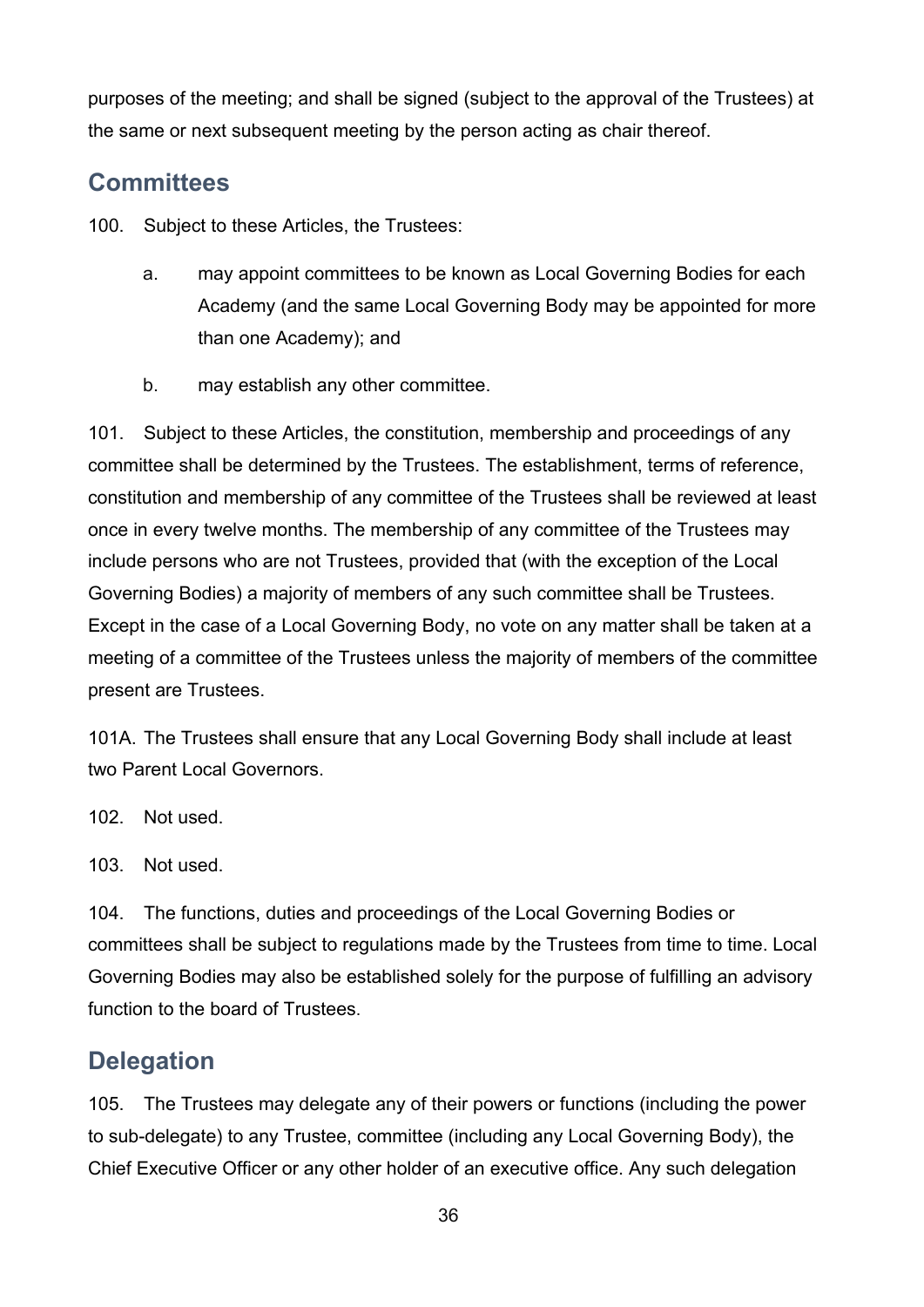purposes of the meeting; and shall be signed (subject to the approval of the Trustees) at the same or next subsequent meeting by the person acting as chair thereof.

## Committees

100. Subject to these Articles, the Trustees:

a. may appoint committees to be known as Local Governing Bodies for each Academy (and the same Local Governing Body may be appointed for more than one Academy); and

b. may establish any other committee.

101. Subject to these Articles, the constitution, membership and proceedings of any committee shall be determined by the Trustees. The establishment, terms of reference, constitution and membership of any committee of the Trustees shall be reviewed at least once in every twelve months. The membership of any committee of the Trustees may include persons who are not Trustees, provided that (with the exception of the Local Governing Bodies) a majority of members of any such committee shall be Trustees. Except in the case of a Local Governing Body, no vote on any matter shall be taken at a meeting of a committee of the Trustees unless the majority of members of the committee present are Trustees.

101A. The Trustees shall ensure that any Local Governing Body shall include at least two Parent Local Governors.

102. Not used.

103. Not used.

104. The functions, duties and proceedings of the Local Governing Bodies or committees shall be subject to regulations made by the Trustees from time to time. Local Governing Bodies may also be established solely for the purpose of fulfilling an advisory function to the board of Trustees.

## Delegation

105. The Trustees may delegate any of their powers or functions (including the power to sub-delegate) to any Trustee, committee (including any Local Governing Body), the Chief Executive Officer or any other holder of an executive office. Any such delegation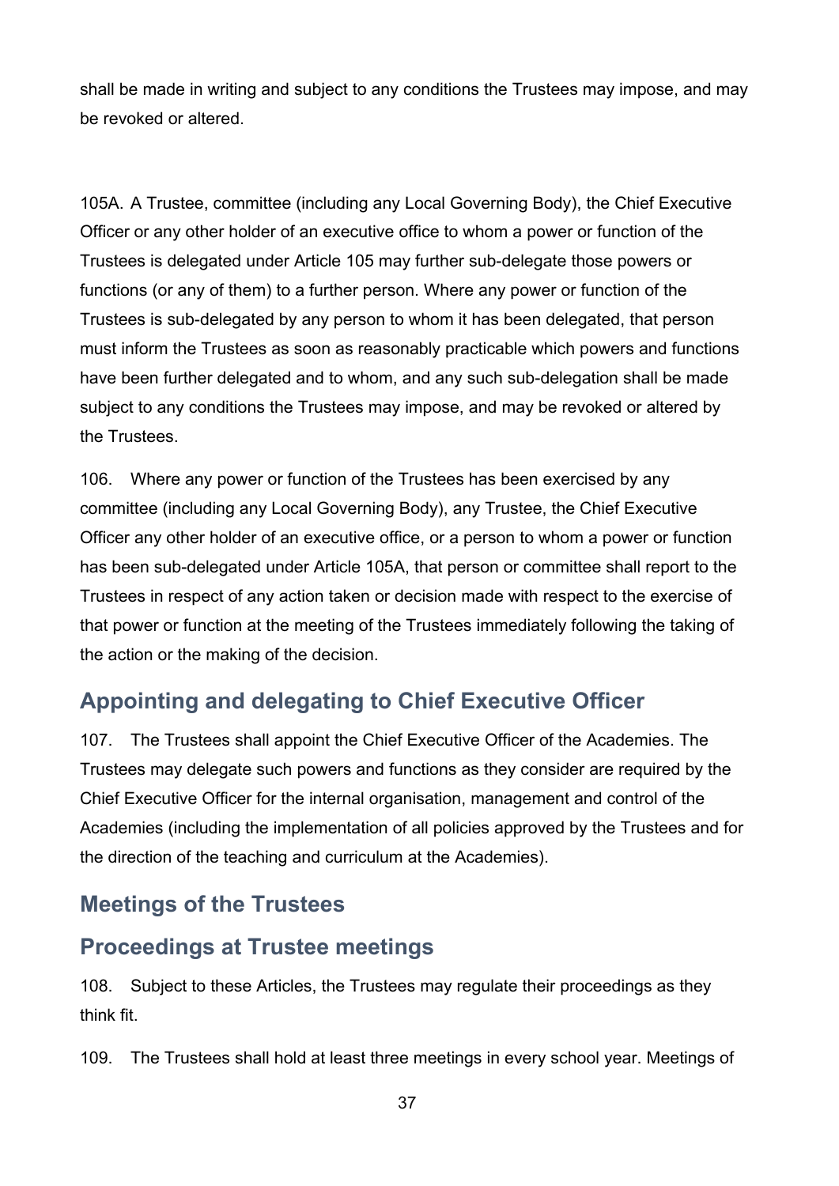shall be made in writing and subject to any conditions the Trustees may impose, and may be revoked or altered.

105A. A Trustee, committee (including any Local Governing Body), the Chief Executive Officer or any other holder of an executive office to whom a power or function of the Trustees is delegated under Article 105 may further sub-delegate those powers or functions (or any of them) to a further person. Where any power or function of the Trustees is sub-delegated by any person to whom it has been delegated, that person must inform the Trustees as soon as reasonably practicable which powers and functions have been further delegated and to whom, and any such sub-delegation shall be made subject to any conditions the Trustees may impose, and may be revoked or altered by the Trustees.

106. Where any power or function of the Trustees has been exercised by any committee (including any Local Governing Body), any Trustee, the Chief Executive Officer any other holder of an executive office, or a person to whom a power or function has been sub-delegated under Article 105A, that person or committee shall report to the Trustees in respect of any action taken or decision made with respect to the exercise of that power or function at the meeting of the Trustees immediately following the taking of the action or the making of the decision.

## Appointing and delegating to Chief Executive Officer

107. The Trustees shall appoint the Chief Executive Officer of the Academies. The Trustees may delegate such powers and functions as they consider are required by the Chief Executive Officer for the internal organisation, management and control of the Academies (including the implementation of all policies approved by the Trustees and for the direction of the teaching and curriculum at the Academies).

## Meetings of the Trustees

## Proceedings at Trustee meetings

108. Subject to these Articles, the Trustees may regulate their proceedings as they think fit.

109. The Trustees shall hold at least three meetings in every school year. Meetings of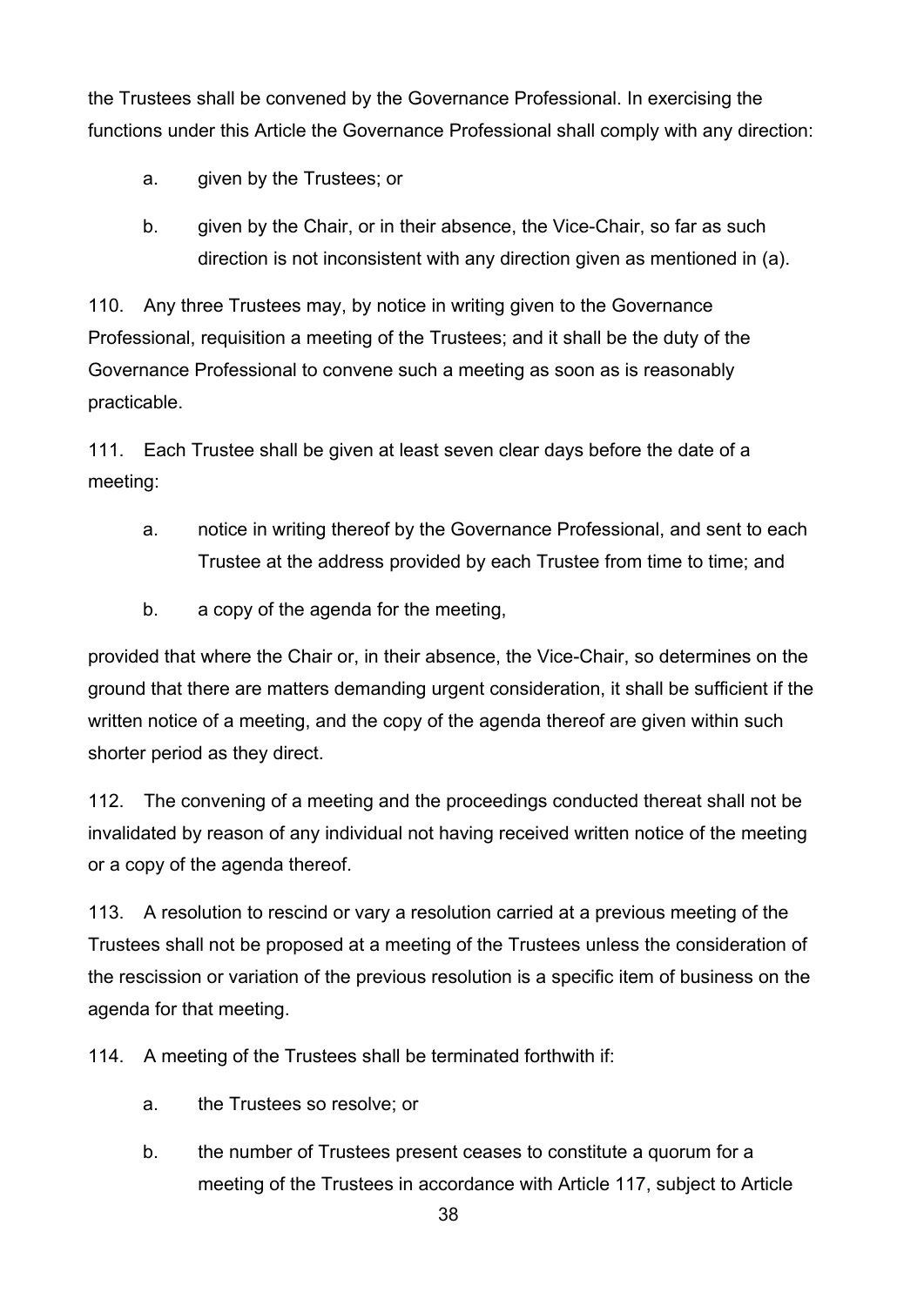the Trustees shall be convened by the Governance Professional. In exercising the functions under this Article the Governance Professional shall comply with any direction:

a. given by the Trustees; or

b. given by the Chair, or in their absence, the Vice-Chair, so far as such direction is not inconsistent with any direction given as mentioned in (a).

110. Any three Trustees may, by notice in writing given to the Governance Professional, requisition a meeting of the Trustees; and it shall be the duty of the Governance Professional to convene such a meeting as soon as is reasonably practicable.

111. Each Trustee shall be given at least seven clear days before the date of a meeting:

a. notice in writing thereof by the Governance Professional, and sent to each Trustee at the address provided by each Trustee from time to time; and

b. a copy of the agenda for the meeting,

provided that where the Chair or, in their absence, the Vice-Chair, so determines on the ground that there are matters demanding urgent consideration, it shall be sufficient if the written notice of a meeting, and the copy of the agenda thereof are given within such shorter period as they direct.

112. The convening of a meeting and the proceedings conducted thereat shall not be invalidated by reason of any individual not having received written notice of the meeting or a copy of the agenda thereof.

113. A resolution to rescind or vary a resolution carried at a previous meeting of the Trustees shall not be proposed at a meeting of the Trustees unless the consideration of the rescission or variation of the previous resolution is a specific item of business on the agenda for that meeting.

114. A meeting of the Trustees shall be terminated forthwith if:

a. the Trustees so resolve; or

b. the number of Trustees present ceases to constitute a quorum for a meeting of the Trustees in accordance with Article 117, subject to Article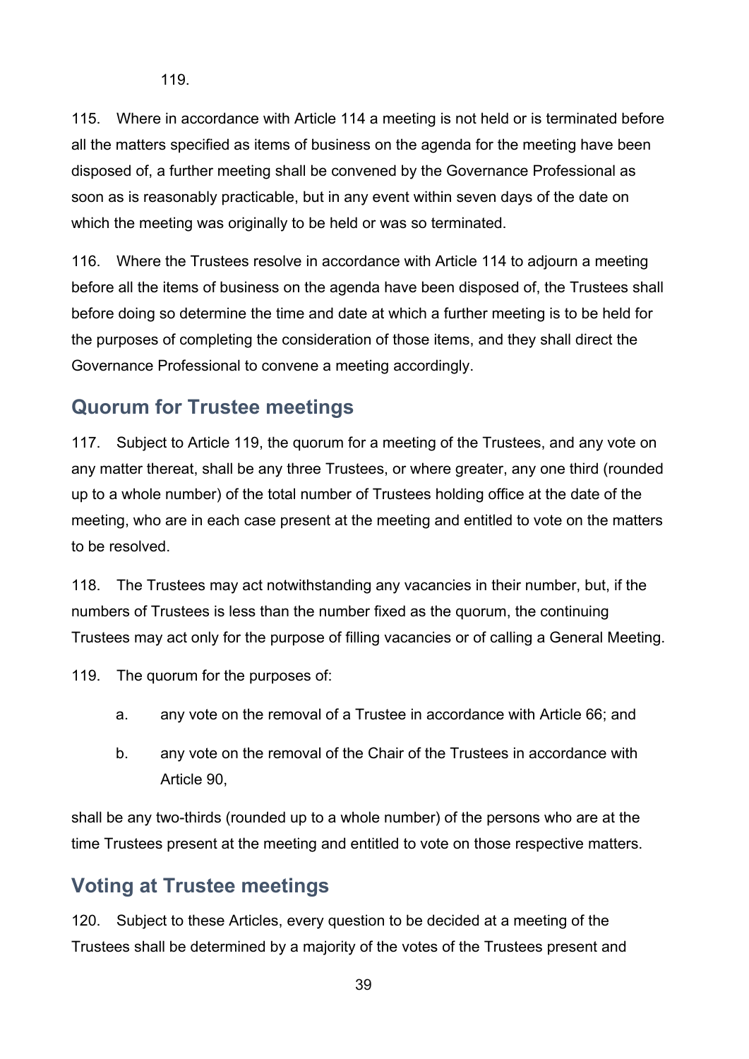119.

115. Where in accordance with Article 114 a meeting is not held or is terminated before all the matters specified as items of business on the agenda for the meeting have been disposed of, a further meeting shall be convened by the Governance Professional as soon as is reasonably practicable, but in any event within seven days of the date on which the meeting was originally to be held or was so terminated.

116. Where the Trustees resolve in accordance with Article 114 to adjourn a meeting before all the items of business on the agenda have been disposed of, the Trustees shall before doing so determine the time and date at which a further meeting is to be held for the purposes of completing the consideration of those items, and they shall direct the Governance Professional to convene a meeting accordingly.

## Quorum for Trustee meetings

117. Subject to Article 119, the quorum for a meeting of the Trustees, and any vote on any matter thereat, shall be any three Trustees, or where greater, any one third (rounded up to a whole number) of the total number of Trustees holding office at the date of the meeting, who are in each case present at the meeting and entitled to vote on the matters to be resolved.

118. The Trustees may act notwithstanding any vacancies in their number, but, if the numbers of Trustees is less than the number fixed as the quorum, the continuing Trustees may act only for the purpose of filling vacancies or of calling a General Meeting.

119. The quorum for the purposes of:

a. any vote on the removal of a Trustee in accordance with Article 66; and

b. any vote on the removal of the Chair of the Trustees in accordance with Article 90,

shall be any two-thirds (rounded up to a whole number) of the persons who are at the time Trustees present at the meeting and entitled to vote on those respective matters.

## Voting at Trustee meetings

120. Subject to these Articles, every question to be decided at a meeting of the Trustees shall be determined by a majority of the votes of the Trustees present and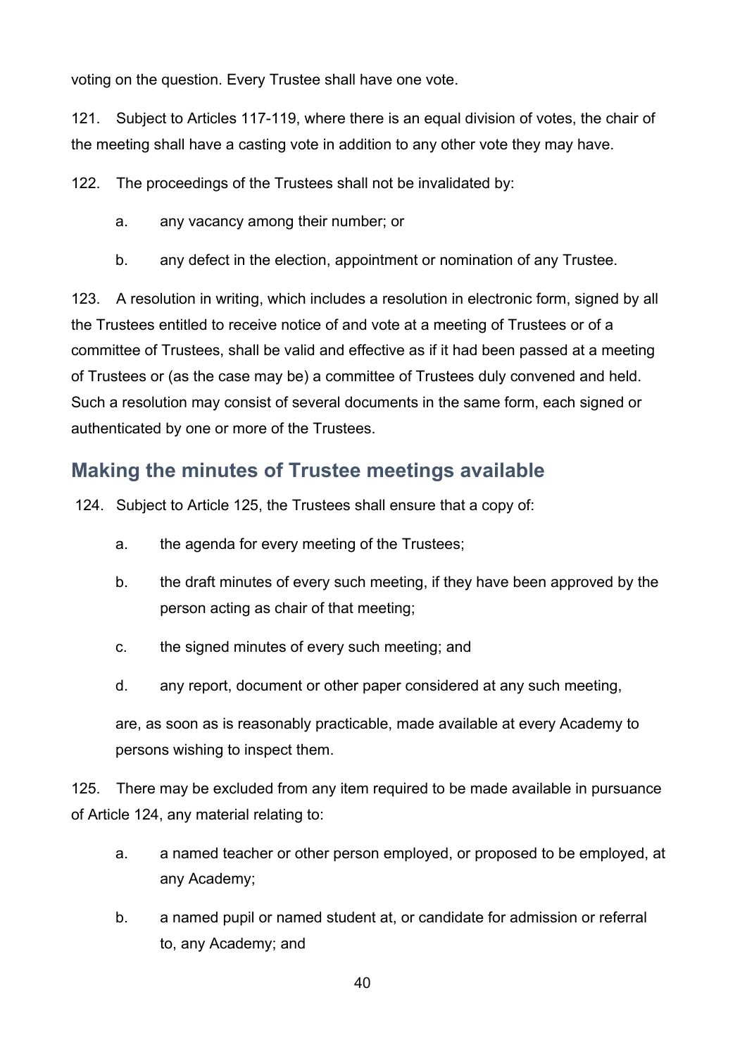voting on the question. Every Trustee shall have one vote.

121. Subject to Articles 117-119, where there is an equal division of votes, the chair of the meeting shall have a casting vote in addition to any other vote they may have.

122. The proceedings of the Trustees shall not be invalidated by:

a. any vacancy among their number; or

b. any defect in the election, appointment or nomination of any Trustee.

123. A resolution in writing, which includes a resolution in electronic form, signed by all the Trustees entitled to receive notice of and vote at a meeting of Trustees or of a committee of Trustees, shall be valid and effective as if it had been passed at a meeting of Trustees or (as the case may be) a committee of Trustees duly convened and held. Such a resolution may consist of several documents in the same form, each signed or authenticated by one or more of the Trustees.

## Making the minutes of Trustee meetings available

124. Subject to Article 125, the Trustees shall ensure that a copy of:

a. the agenda for every meeting of the Trustees;

b. the draft minutes of every such meeting, if they have been approved by the person acting as chair of that meeting;

c. the signed minutes of every such meeting; and

d. any report, document or other paper considered at any such meeting,

are, as soon as is reasonably practicable, made available at every Academy to persons wishing to inspect them.

125. There may be excluded from any item required to be made available in pursuance of Article 124, any material relating to:

a. a named teacher or other person employed, or proposed to be employed, at any Academy;

b. a named pupil or named student at, or candidate for admission or referral to, any Academy; and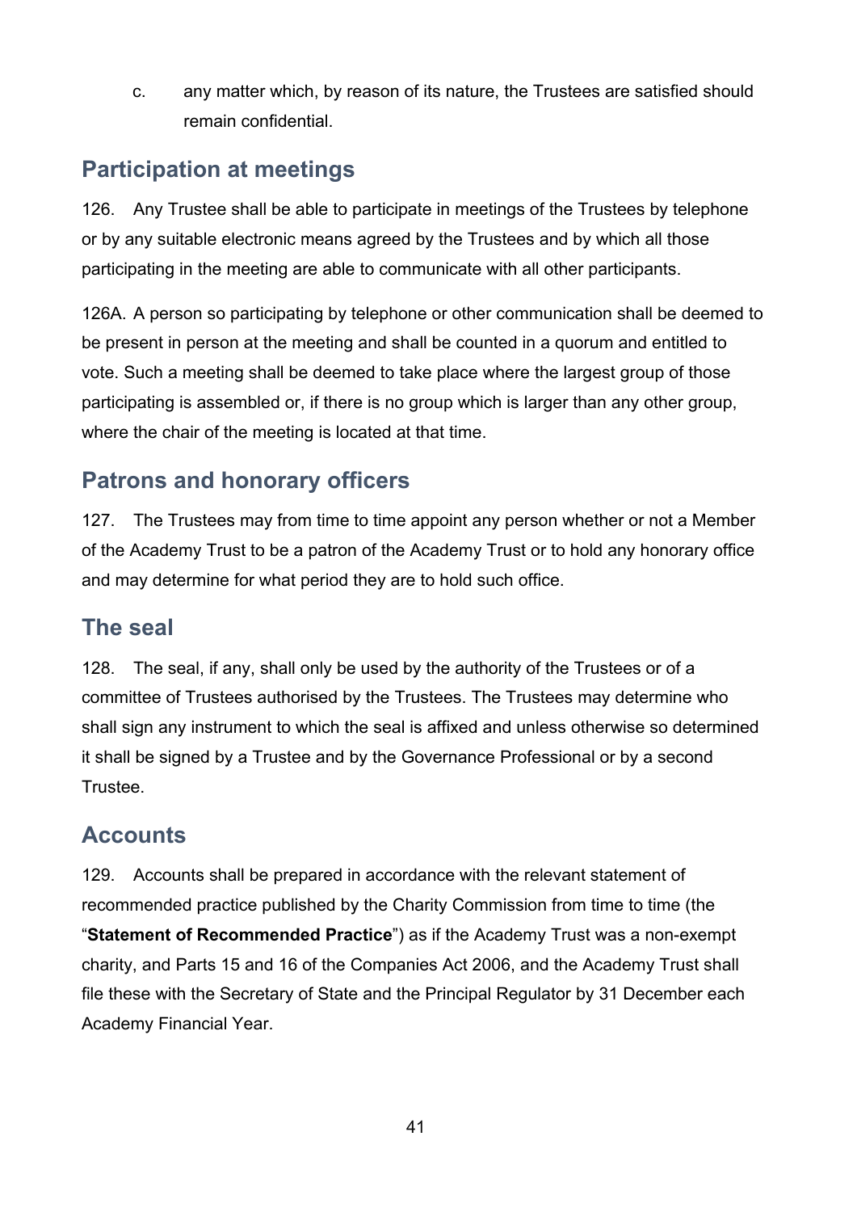c. any matter which, by reason of its nature, the Trustees are satisfied should remain confidential.

## Participation at meetings

126. Any Trustee shall be able to participate in meetings of the Trustees by telephone or by any suitable electronic means agreed by the Trustees and by which all those participating in the meeting are able to communicate with all other participants.

126A. A person so participating by telephone or other communication shall be deemed to be present in person at the meeting and shall be counted in a quorum and entitled to vote. Such a meeting shall be deemed to take place where the largest group of those participating is assembled or, if there is no group which is larger than any other group, where the chair of the meeting is located at that time.

## Patrons and honorary officers

127. The Trustees may from time to time appoint any person whether or not a Member of the Academy Trust to be a patron of the Academy Trust or to hold any honorary office and may determine for what period they are to hold such office.

## The seal

128. The seal, if any, shall only be used by the authority of the Trustees or of a committee of Trustees authorised by the Trustees. The Trustees may determine who shall sign any instrument to which the seal is affixed and unless otherwise so determined it shall be signed by a Trustee and by the Governance Professional or by a second Trustee.

## Accounts

129. Accounts shall be prepared in accordance with the relevant statement of recommended practice published by the Charity Commission from time to time (the "**Statement of Recommended Practice**") as if the Academy Trust was a non-exempt charity, and Parts 15 and 16 of the Companies Act 2006, and the Academy Trust shall file these with the Secretary of State and the Principal Regulator by 31 December each Academy Financial Year.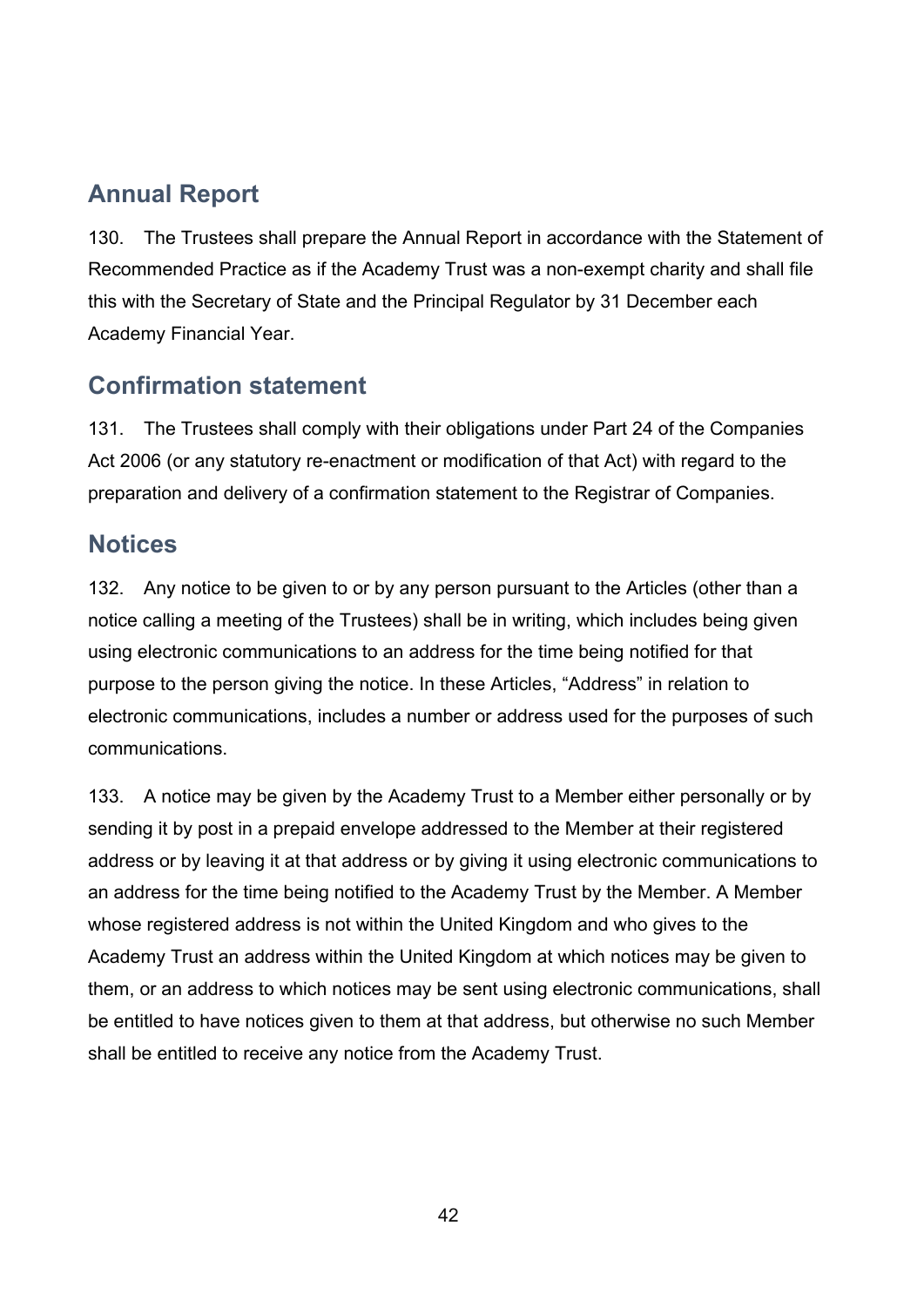## Annual Report

130. The Trustees shall prepare the Annual Report in accordance with the Statement of Recommended Practice as if the Academy Trust was a non-exempt charity and shall file this with the Secretary of State and the Principal Regulator by 31 December each Academy Financial Year.

## Confirmation statement

131. The Trustees shall comply with their obligations under Part 24 of the Companies Act 2006 (or any statutory re-enactment or modification of that Act) with regard to the preparation and delivery of a confirmation statement to the Registrar of Companies.

## Notices

132. Any notice to be given to or by any person pursuant to the Articles (other than a notice calling a meeting of the Trustees) shall be in writing, which includes being given using electronic communications to an address for the time being notified for that purpose to the person giving the notice. In these Articles, "Address" in relation to electronic communications, includes a number or address used for the purposes of such communications.

133. A notice may be given by the Academy Trust to a Member either personally or by sending it by post in a prepaid envelope addressed to the Member at their registered address or by leaving it at that address or by giving it using electronic communications to an address for the time being notified to the Academy Trust by the Member. A Member whose registered address is not within the United Kingdom and who gives to the Academy Trust an address within the United Kingdom at which notices may be given to them, or an address to which notices may be sent using electronic communications, shall be entitled to have notices given to them at that address, but otherwise no such Member shall be entitled to receive any notice from the Academy Trust.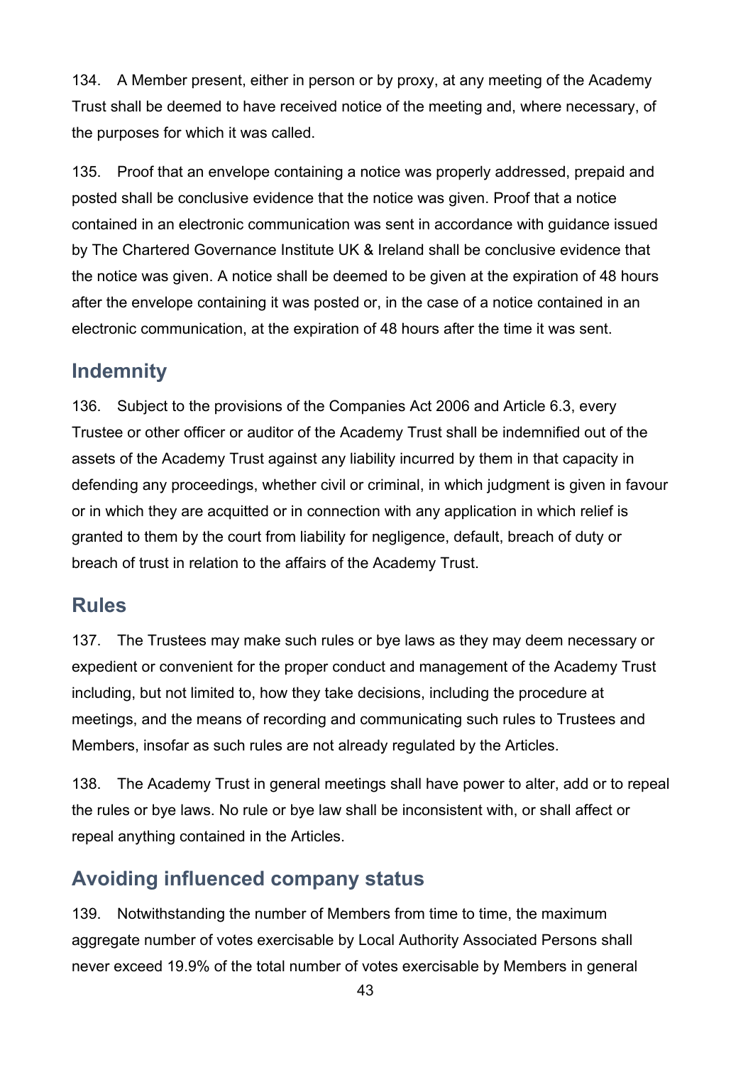134. A Member present, either in person or by proxy, at any meeting of the Academy Trust shall be deemed to have received notice of the meeting and, where necessary, of the purposes for which it was called.

135. Proof that an envelope containing a notice was properly addressed, prepaid and posted shall be conclusive evidence that the notice was given. Proof that a notice contained in an electronic communication was sent in accordance with guidance issued by The Chartered Governance Institute UK & Ireland shall be conclusive evidence that the notice was given. A notice shall be deemed to be given at the expiration of 48 hours after the envelope containing it was posted or, in the case of a notice contained in an electronic communication, at the expiration of 48 hours after the time it was sent.

## Indemnity

136. Subject to the provisions of the Companies Act 2006 and Article 6.3, every Trustee or other officer or auditor of the Academy Trust shall be indemnified out of the assets of the Academy Trust against any liability incurred by them in that capacity in defending any proceedings, whether civil or criminal, in which judgment is given in favour or in which they are acquitted or in connection with any application in which relief is granted to them by the court from liability for negligence, default, breach of duty or breach of trust in relation to the affairs of the Academy Trust.

## Rules

137. The Trustees may make such rules or bye laws as they may deem necessary or expedient or convenient for the proper conduct and management of the Academy Trust including, but not limited to, how they take decisions, including the procedure at meetings, and the means of recording and communicating such rules to Trustees and Members, insofar as such rules are not already regulated by the Articles.

138. The Academy Trust in general meetings shall have power to alter, add or to repeal the rules or bye laws. No rule or bye law shall be inconsistent with, or shall affect or repeal anything contained in the Articles.

## Avoiding influenced company status

139. Notwithstanding the number of Members from time to time, the maximum aggregate number of votes exercisable by Local Authority Associated Persons shall never exceed 19.9% of the total number of votes exercisable by Members in general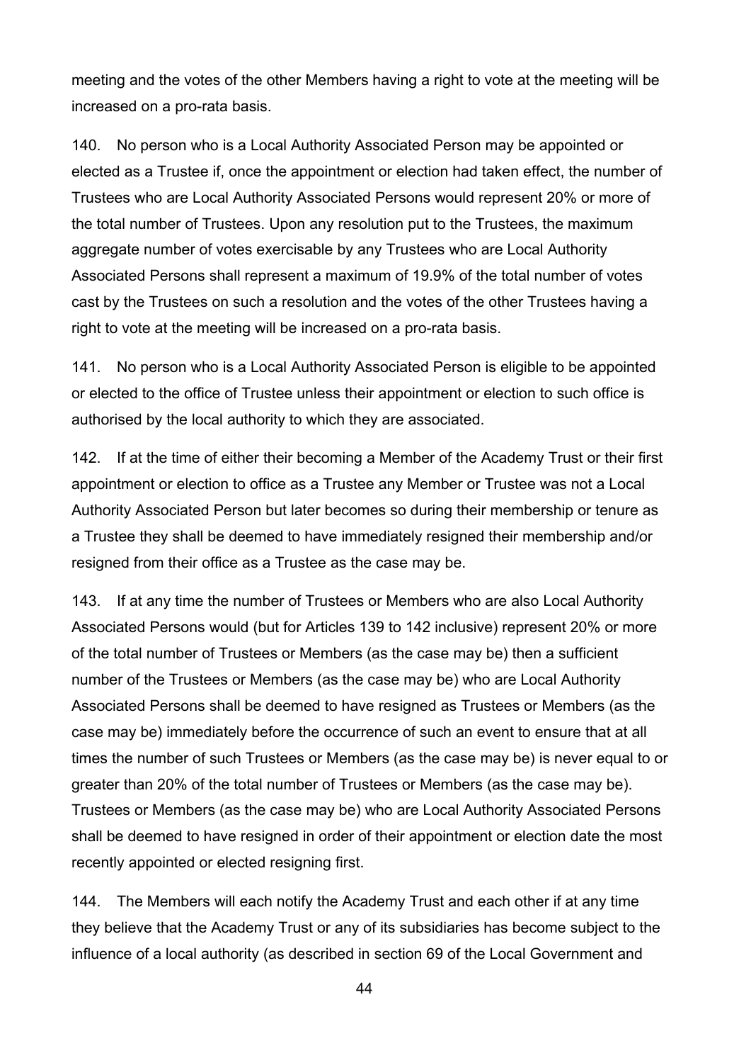meeting and the votes of the other Members having a right to vote at the meeting will be increased on a pro-rata basis.

140. No person who is a Local Authority Associated Person may be appointed or elected as a Trustee if, once the appointment or election had taken effect, the number of Trustees who are Local Authority Associated Persons would represent 20% or more of the total number of Trustees. Upon any resolution put to the Trustees, the maximum aggregate number of votes exercisable by any Trustees who are Local Authority Associated Persons shall represent a maximum of 19.9% of the total number of votes cast by the Trustees on such a resolution and the votes of the other Trustees having a right to vote at the meeting will be increased on a pro-rata basis.

141. No person who is a Local Authority Associated Person is eligible to be appointed or elected to the office of Trustee unless their appointment or election to such office is authorised by the local authority to which they are associated.

142. If at the time of either their becoming a Member of the Academy Trust or their first appointment or election to office as a Trustee any Member or Trustee was not a Local Authority Associated Person but later becomes so during their membership or tenure as a Trustee they shall be deemed to have immediately resigned their membership and/or resigned from their office as a Trustee as the case may be.

143. If at any time the number of Trustees or Members who are also Local Authority Associated Persons would (but for Articles 139 to 142 inclusive) represent 20% or more of the total number of Trustees or Members (as the case may be) then a sufficient number of the Trustees or Members (as the case may be) who are Local Authority Associated Persons shall be deemed to have resigned as Trustees or Members (as the case may be) immediately before the occurrence of such an event to ensure that at all times the number of such Trustees or Members (as the case may be) is never equal to or greater than 20% of the total number of Trustees or Members (as the case may be). Trustees or Members (as the case may be) who are Local Authority Associated Persons shall be deemed to have resigned in order of their appointment or election date the most recently appointed or elected resigning first.

144. The Members will each notify the Academy Trust and each other if at any time they believe that the Academy Trust or any of its subsidiaries has become subject to the influence of a local authority (as described in section 69 of the Local Government and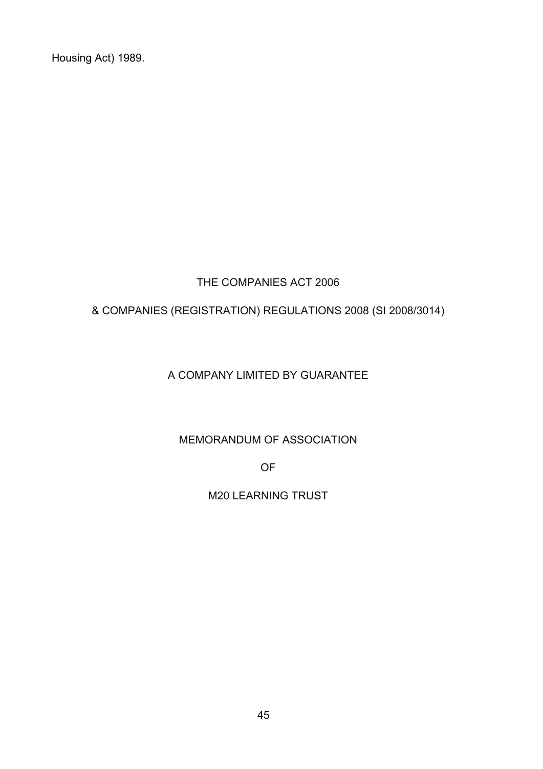Housing Act) 1989.

THE COMPANIES ACT 2006

& COMPANIES (REGISTRATION) REGULATIONS 2008 (SI 2008/3014)

A COMPANY LIMITED BY GUARANTEE

MEMORANDUM OF ASSOCIATION

OF

M20 LEARNING TRUST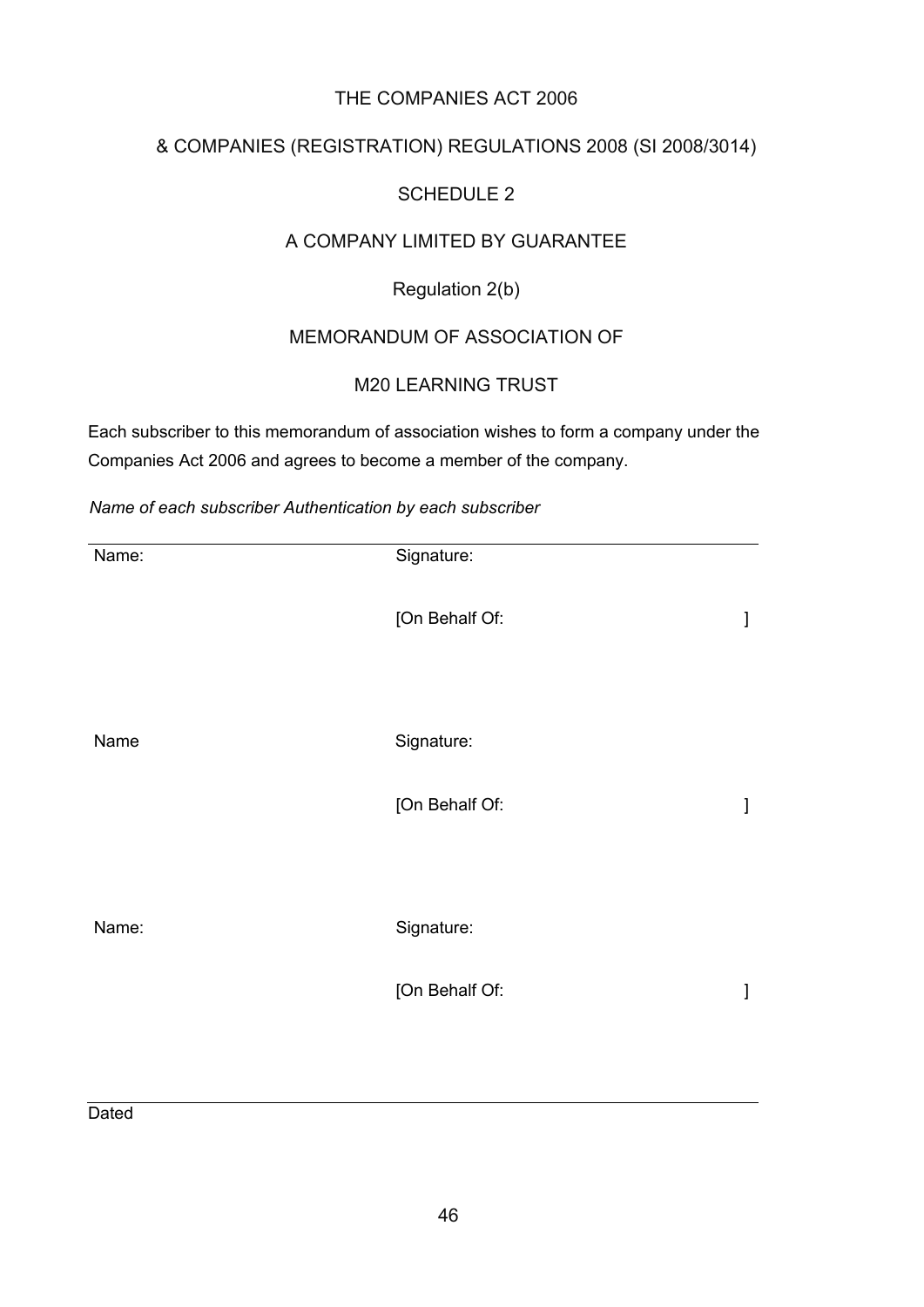THE COMPANIES ACT 2006

& COMPANIES (REGISTRATION) REGULATIONS 2008 (SI 2008/3014)

SCHEDULE 2

A COMPANY LIMITED BY GUARANTEE

Regulation 2(b)

MEMORANDUM OF ASSOCIATION OF

M20 LEARNING TRUST

Each subscriber to this memorandum of association wishes to form a company under the Companies Act 2006 and agrees to become a member of the company.

*Name of each subscriber Authentication by each subscriber*

| | |
|---|---|
| Name: | Signature: |
| | [On Behalf Of: ] |
| Name | Signature: |
| | [On Behalf Of: ] |
| Name: | Signature: |
| | [On Behalf Of: ] |

Dated